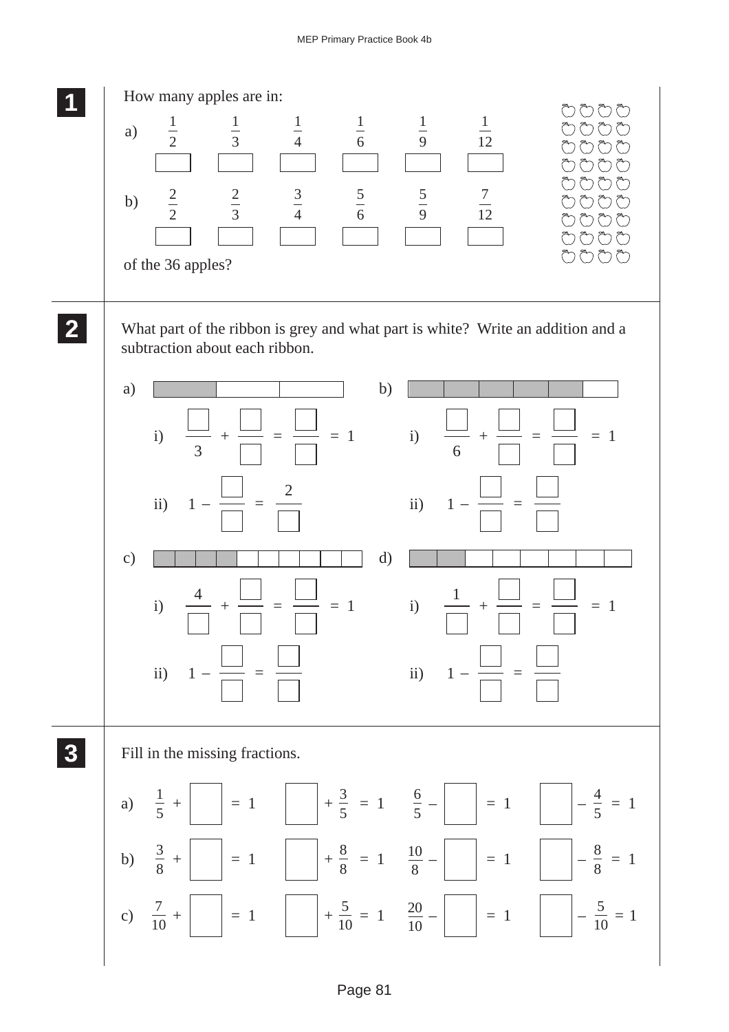**1**

How many apples are in:

a) $\frac{1}{2}$ ☐ $\frac{1}{3}$ ☐ $\frac{1}{4}$ ☐ $\frac{1}{6}$ ☐ $\frac{1}{9}$ ☐ $\frac{1}{12}$ ☐

b) $\frac{2}{2}$ ☐ $\frac{2}{3}$ ☐ $\frac{3}{4}$ ☐ $\frac{5}{6}$ ☐ $\frac{5}{9}$ ☐ $\frac{7}{12}$ ☐

of the 36 apples?

**2**

What part of the ribbon is grey and what part is white? Write an addition and a subtraction about each ribbon.

a)

i) $\frac{\square}{3} + \frac{\square}{\square} = \frac{\square}{\square} = 1$

ii) $1 - \frac{\square}{\square} = \frac{2}{\square}$

b)

i) $\frac{\square}{6} + \frac{\square}{\square} = \frac{\square}{\square} = 1$

ii) $1 - \frac{\square}{\square} = \frac{\square}{\square}$

c)

i) $\frac{4}{\square} + \frac{\square}{\square} = \frac{\square}{\square} = 1$

ii) $1 - \frac{\square}{\square} = \frac{\square}{\square}$

d)

i) $\frac{1}{\square} + \frac{\square}{\square} = \frac{\square}{\square} = 1$

ii) $1 - \frac{\square}{\square} = \frac{\square}{\square}$

**3**

Fill in the missing fractions.

a) $\frac{1}{5} + \square = 1$ $\square + \frac{3}{5} = 1$ $\frac{6}{5} - \square = 1$ $\square - \frac{4}{5} = 1$

b) $\frac{3}{8} + \square = 1$ $\square + \frac{8}{8} = 1$ $\frac{10}{8} - \square = 1$ $\square - \frac{8}{8} = 1$

c) $\frac{7}{10} + \square = 1$ $\square + \frac{5}{10} = 1$ $\frac{20}{10} - \square = 1$ $\square - \frac{5}{10} = 1$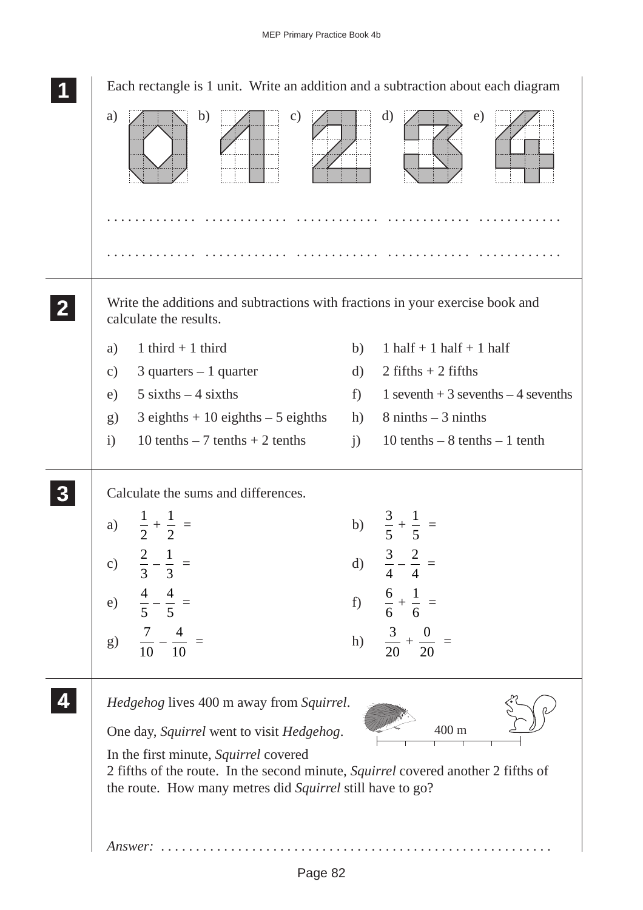**1** Each rectangle is 1 unit. Write an addition and a subtraction about each diagram

a) b) c) d) e)

. . . . . . . . . . . . . . . . . . . . . . . . . . . . . . . . . . . . . . . . . . . . . . . . . . . . . . . . . . . .

. . . . . . . . . . . . . . . . . . . . . . . . . . . . . . . . . . . . . . . . . . . . . . . . . . . . . . . . . . . .

**2** Write the additions and subtractions with fractions in your exercise book and calculate the results.

a) 1 third + 1 third

b) 1 half + 1 half + 1 half

c) 3 quarters – 1 quarter

d) 2 fifths + 2 fifths

e) 5 sixths – 4 sixths

f) 1 seventh + 3 sevenths – 4 sevenths

g) 3 eighths + 10 eighths – 5 eighths

h) 8 ninths – 3 ninths

i) 10 tenths – 7 tenths + 2 tenths

j) 10 tenths – 8 tenths – 1 tenth

**3** Calculate the sums and differences.

a) $\frac{1}{2} + \frac{1}{2} =$

b) $\frac{3}{5} + \frac{1}{5} =$

c) $\frac{2}{3} - \frac{1}{3} =$

d) $\frac{3}{4} - \frac{2}{4} =$

e) $\frac{4}{5} - \frac{4}{5} =$

f) $\frac{6}{6} + \frac{1}{6} =$

g) $\frac{7}{10} - \frac{4}{10} =$

h) $\frac{3}{20} + \frac{0}{20} =$

**4** *Hedgehog* lives 400 m away from *Squirrel*.

One day, *Squirrel* went to visit *Hedgehog*.

In the first minute, *Squirrel* covered 2 fifths of the route. In the second minute, *Squirrel* covered another 2 fifths of the route. How many metres did *Squirrel* still have to go?

400 m

*Answer:* . . . . . . . . . . . . . . . . . . . . . . . . . . . . . . . . . . . . . . . . . . . . . . . . . . . . .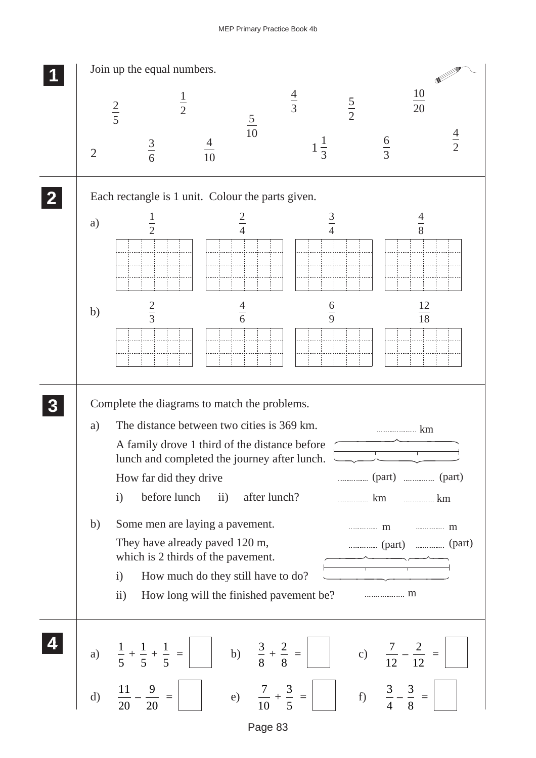**1** Join up the equal numbers.

$\frac{2}{5}$ $\frac{1}{2}$ $\frac{5}{10}$ $\frac{4}{3}$ $\frac{5}{2}$ $\frac{10}{20}$

$2$ $\frac{3}{6}$ $\frac{4}{10}$ $1\frac{1}{3}$ $\frac{6}{3}$ $\frac{4}{2}$

**2** Each rectangle is 1 unit. Colour the parts given.

a) $\frac{1}{2}$ $\frac{2}{4}$ $\frac{3}{4}$ $\frac{4}{8}$

b) $\frac{2}{3}$ $\frac{4}{6}$ $\frac{6}{9}$ $\frac{12}{18}$

**3** Complete the diagrams to match the problems.

a) The distance between two cities is 369 km.

A family drove 1 third of the distance before lunch and completed the journey after lunch.

How far did they drive

i) before lunch ii) after lunch?

........ km

........ (part) ........ (part)

........ km ........ km

b) Some men are laying a pavement.

They have already paved 120 m, which is 2 thirds of the pavement.

i) How much do they still have to do?

ii) How long will the finished pavement be?

........ m ........ m

........ (part) ........ (part)

........ m

**4**

a) $\frac{1}{5} + \frac{1}{5} + \frac{1}{5} = \square$ b) $\frac{3}{8} + \frac{2}{8} = \square$ c) $\frac{7}{12} - \frac{2}{12} = \square$

d) $\frac{11}{20} - \frac{9}{20} = \square$ e) $\frac{7}{10} + \frac{3}{5} = \square$ f) $\frac{3}{4} - \frac{3}{8} = \square$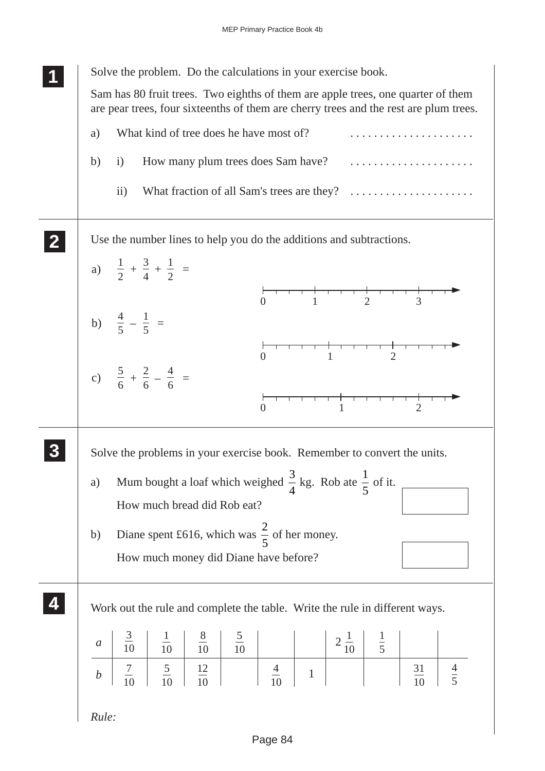**1**

Solve the problem. Do the calculations in your exercise book.

Sam has 80 fruit trees. Two eighths of them are apple trees, one quarter of them are pear trees, four sixteenths of them are cherry trees and the rest are plum trees.

a) What kind of tree does he have most of? . . . . . . . . . . . . . . . . . . . . .

b) i) How many plum trees does Sam have? . . . . . . . . . . . . . . . . . . . . .

ii) What fraction of all Sam's trees are they? . . . . . . . . . . . . . . . . . . . . .

**2**

Use the number lines to help you do the additions and subtractions.

a) $\frac{1}{2} + \frac{3}{4} + \frac{1}{2} =$

(Number line: 0, 1, 2, 3)

b) $\frac{4}{5} - \frac{1}{5} =$

(Number line: 0, 1, 2)

c) $\frac{5}{6} + \frac{2}{6} - \frac{4}{6} =$

(Number line: 0, 1, 2)

**3**

Solve the problems in your exercise book. Remember to convert the units.

a) Mum bought a loaf which weighed $\frac{3}{4}$ kg. Rob ate $\frac{1}{5}$ of it.
How much bread did Rob eat?

b) Diane spent £616, which was $\frac{2}{5}$ of her money.
How much money did Diane have before?

**4**

Work out the rule and complete the table. Write the rule in different ways.

| $a$ | $\frac{3}{10}$ | $\frac{1}{10}$ | $\frac{8}{10}$ | $\frac{5}{10}$ | | | $2\frac{1}{10}$ | $\frac{1}{5}$ | | |
|---|---|---|---|---|---|---|---|---|---|---|
| $b$ | $\frac{7}{10}$ | $\frac{5}{10}$ | $\frac{12}{10}$ | | $\frac{4}{10}$ | 1 | | | $\frac{31}{10}$ | $\frac{4}{5}$ |

*Rule:*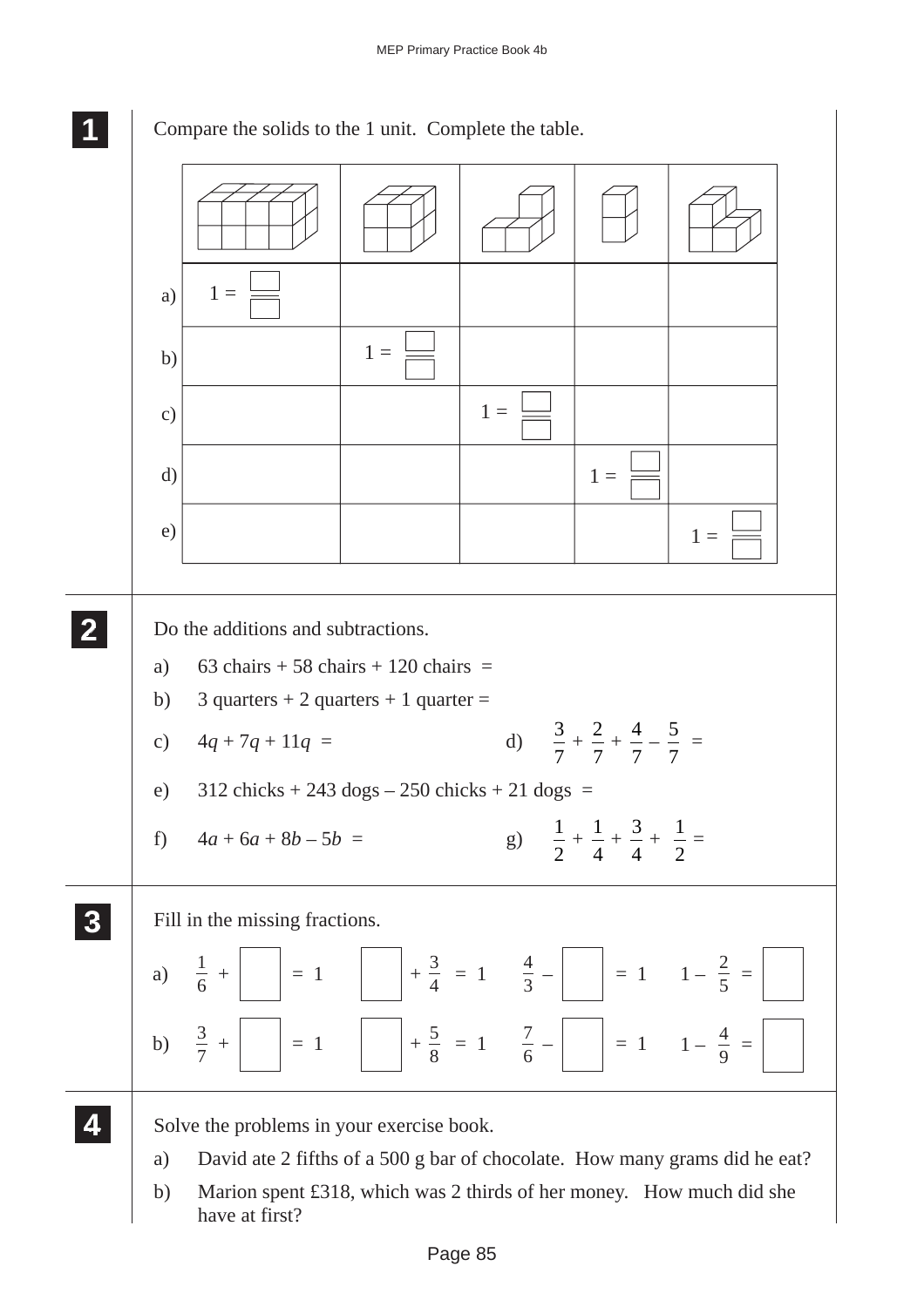**1** Compare the solids to the 1 unit. Complete the table.

| | | | | | |
|---|---|---|---|---|---|
| | | | | | |
| a) | $1 = \frac{\square}{\square}$ | | | | |
| b) | | $1 = \frac{\square}{\square}$ | | | |
| c) | | | $1 = \frac{\square}{\square}$ | | |
| d) | | | | $1 = \frac{\square}{\square}$ | |
| e) | | | | | $1 = \frac{\square}{\square}$ |

**2** Do the additions and subtractions.

a) 63 chairs + 58 chairs + 120 chairs =

b) 3 quarters + 2 quarters + 1 quarter =

c) $4q + 7q + 11q =$

d) $\frac{3}{7} + \frac{2}{7} + \frac{4}{7} - \frac{5}{7} =$

e) 312 chicks + 243 dogs – 250 chicks + 21 dogs =

f) $4a + 6a + 8b - 5b =$

g) $\frac{1}{2} + \frac{1}{4} + \frac{3}{4} + \frac{1}{2} =$

**3** Fill in the missing fractions.

a) $\frac{1}{6} + \square = 1$ $\quad \square + \frac{3}{4} = 1$ $\quad \frac{4}{3} - \square = 1$ $\quad 1 - \frac{2}{5} = \square$

b) $\frac{3}{7} + \square = 1$ $\quad \square + \frac{5}{8} = 1$ $\quad \frac{7}{6} - \square = 1$ $\quad 1 - \frac{4}{9} = \square$

**4** Solve the problems in your exercise book.

a) David ate 2 fifths of a 500 g bar of chocolate. How many grams did he eat?

b) Marion spent £318, which was 2 thirds of her money. How much did she have at first?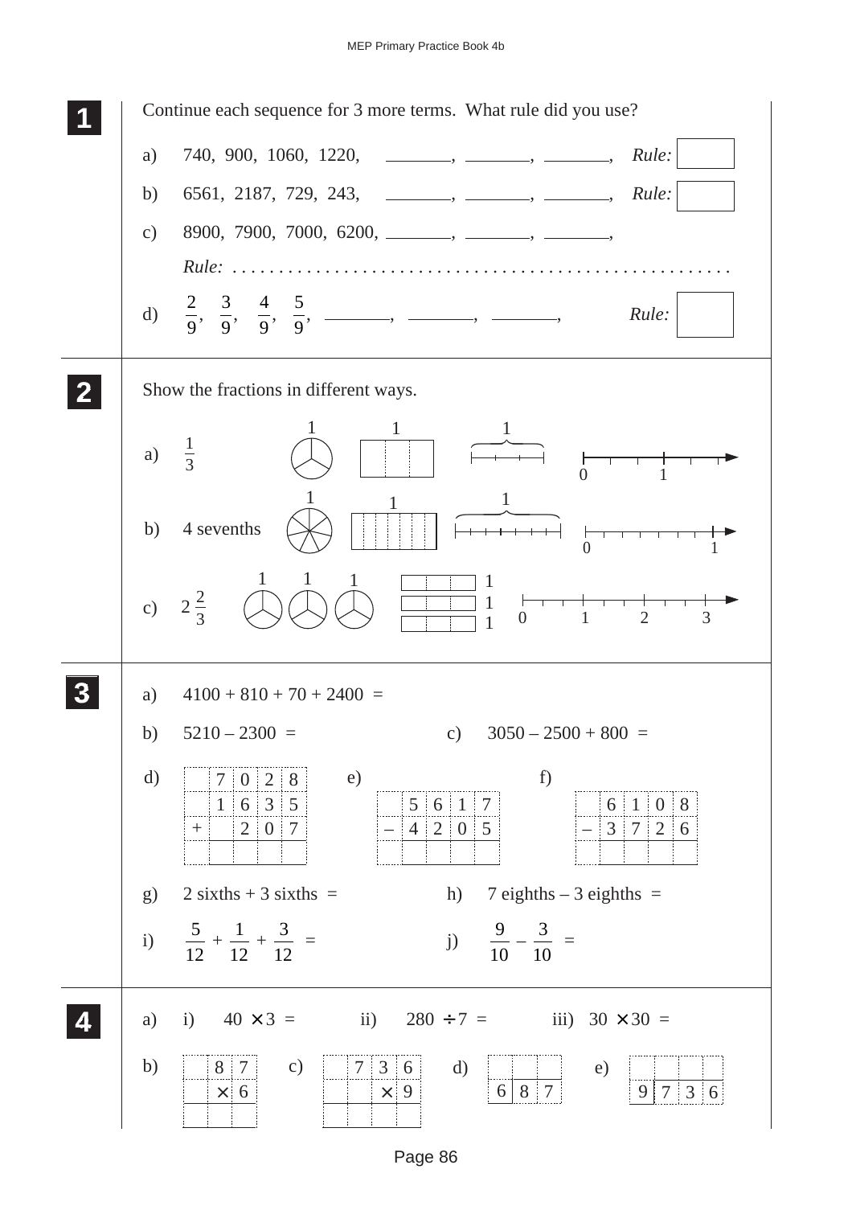## 1

Continue each sequence for 3 more terms. What rule did you use?

a) 740, 900, 1060, 1220, \_\_\_\_\_\_\_, \_\_\_\_\_\_\_, \_\_\_\_\_\_\_, *Rule:* [ ]

b) 6561, 2187, 729, 243, \_\_\_\_\_\_\_, \_\_\_\_\_\_\_, \_\_\_\_\_\_\_, *Rule:* [ ]

c) 8900, 7900, 7000, 6200, \_\_\_\_\_\_\_, \_\_\_\_\_\_\_, \_\_\_\_\_\_\_,

*Rule:* . . . . . . . . . . . . . . . . . . . . . . . . . . . . . . . . . . . . . . . . . . . . . . . . . . . .

d) $\frac{2}{9}$, $\frac{3}{9}$, $\frac{4}{9}$, $\frac{5}{9}$, \_\_\_\_\_\_\_, \_\_\_\_\_\_\_, \_\_\_\_\_\_\_, *Rule:* [ ]

## 2

Show the fractions in different ways.

a) $\frac{1}{3}$ — 1 (circle in 3 parts), 1 (rectangle in 3 parts), 1 (segment), number line 0 to 1

b) 4 sevenths — 1 (circle in 7 parts), 1 (rectangle in 7 parts), 1 (segment), number line 0 to 1

c) $2\frac{2}{3}$ — 1, 1, 1 (circles in 3 parts); 1, 1, 1 (rectangles in 3 parts); number line 0, 1, 2, 3

## 3

a) 4100 + 810 + 70 + 2400 =

b) 5210 – 2300 =

c) 3050 – 2500 + 800 =

d)

| | 7 | 0 | 2 | 8 |
|---|---|---|---|---|
| | 1 | 6 | 3 | 5 |
| + | | 2 | 0 | 7 |
| | | | | |

e)

| | 5 | 6 | 1 | 7 |
|---|---|---|---|---|
| – | 4 | 2 | 0 | 5 |
| | | | | |

f)

| | 6 | 1 | 0 | 8 |
|---|---|---|---|---|
| – | 3 | 7 | 2 | 6 |
| | | | | |

g) 2 sixths + 3 sixths =

h) 7 eighths – 3 eighths =

i) $\frac{5}{12} + \frac{1}{12} + \frac{3}{12}$ =

j) $\frac{9}{10} - \frac{3}{10}$ =

## 4

a) i) $40 \times 3$ = ii) $280 \div 7$ = iii) $30 \times 30$ =

b)

| | 8 | 7 |
|---|---|---|
| | × | 6 |
| | | |

c)

| | 7 | 3 | 6 |
|---|---|---|---|
| | | × | 9 |
| | | | |

d)

| | | |
|---|---|---|
| 6 | 8 | 7 |

e)

| | | | |
|---|---|---|---|
| 9 | 7 | 3 | 6 |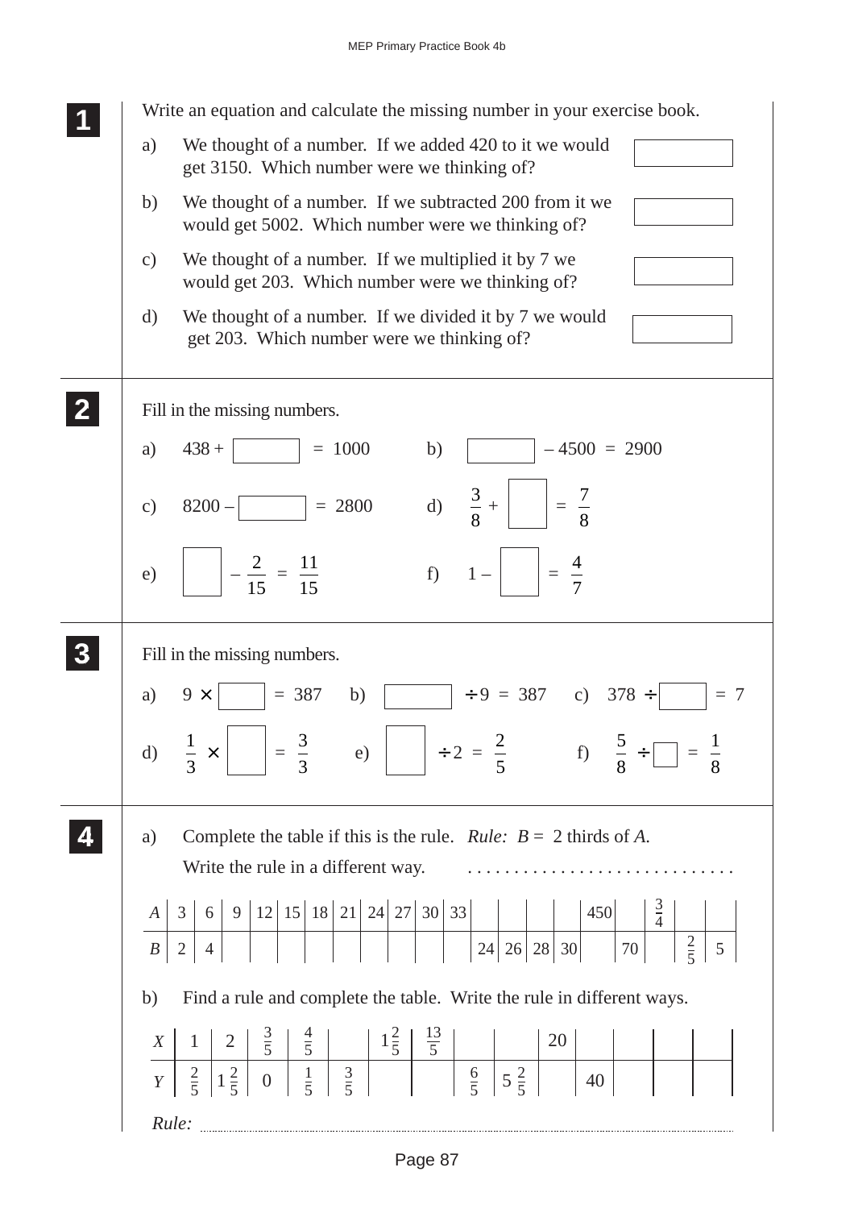**1** Write an equation and calculate the missing number in your exercise book.

a) We thought of a number. If we added 420 to it we would get 3150. Which number were we thinking of? ☐

b) We thought of a number. If we subtracted 200 from it we would get 5002. Which number were we thinking of? ☐

c) We thought of a number. If we multiplied it by 7 we would get 203. Which number were we thinking of? ☐

d) We thought of a number. If we divided it by 7 we would get 203. Which number were we thinking of? ☐

**2** Fill in the missing numbers.

a) $438 + \square = 1000$ b) $\square - 4500 = 2900$

c) $8200 - \square = 2800$ d) $\frac{3}{8} + \square = \frac{7}{8}$

e) $\square - \frac{2}{15} = \frac{11}{15}$ f) $1 - \square = \frac{4}{7}$

**3** Fill in the missing numbers.

a) $9 \times \square = 387$ b) $\square \div 9 = 387$ c) $378 \div \square = 7$

d) $\frac{1}{3} \times \square = \frac{3}{3}$ e) $\square \div 2 = \frac{2}{5}$ f) $\frac{5}{8} \div \square = \frac{1}{8}$

**4** a) Complete the table if this is the rule. *Rule:* $B =$ 2 thirds of $A$.

Write the rule in a different way. .............................

| *A* | 3 | 6 | 9 | 12 | 15 | 18 | 21 | 24 | 27 | 30 | 33 | | | | | 450 | | $\frac{3}{4}$ | | |
|---|---|---|---|---|---|---|---|---|---|---|---|---|---|---|---|---|---|---|---|---|
| *B* | 2 | 4 | | | | | | | | | | 24 | 26 | 28 | 30 | | 70 | | $\frac{2}{5}$ | 5 |

b) Find a rule and complete the table. Write the rule in different ways.

| *X* | 1 | 2 | $\frac{3}{5}$ | $\frac{4}{5}$ | | $1\frac{2}{5}$ | $\frac{13}{5}$ | | | 20 | | | | |
|---|---|---|---|---|---|---|---|---|---|---|---|---|---|---|
| *Y* | $\frac{2}{5}$ | $1\frac{2}{5}$ | 0 | $\frac{1}{5}$ | $\frac{3}{5}$ | | | $\frac{6}{5}$ | $5\frac{2}{5}$ | | 40 | | | |

*Rule:* ..............................................................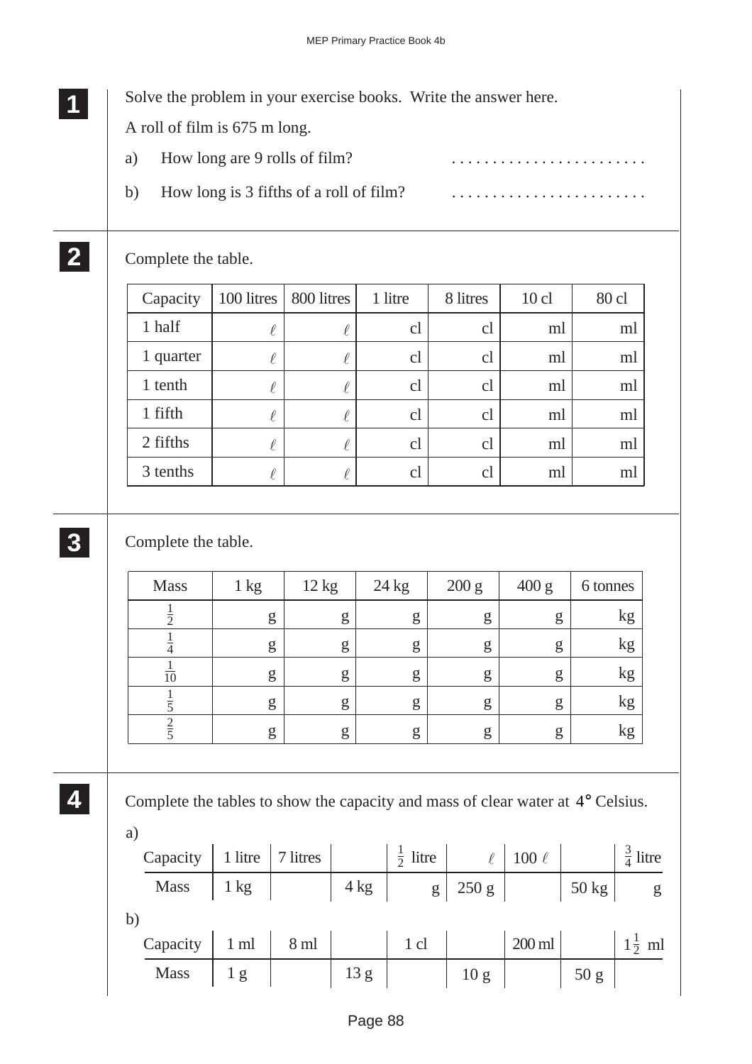**1** Solve the problem in your exercise books. Write the answer here.

A roll of film is 675 m long.

a) How long are 9 rolls of film? ........................

b) How long is 3 fifths of a roll of film? ........................

**2** Complete the table.

| Capacity | 100 litres | 800 litres | 1 litre | 8 litres | 10 cl | 80 cl |
|---|---|---|---|---|---|---|
| 1 half | ℓ | ℓ | cl | cl | ml | ml |
| 1 quarter | ℓ | ℓ | cl | cl | ml | ml |
| 1 tenth | ℓ | ℓ | cl | cl | ml | ml |
| 1 fifth | ℓ | ℓ | cl | cl | ml | ml |
| 2 fifths | ℓ | ℓ | cl | cl | ml | ml |
| 3 tenths | ℓ | ℓ | cl | cl | ml | ml |

**3** Complete the table.

| Mass | 1 kg | 12 kg | 24 kg | 200 g | 400 g | 6 tonnes |
|---|---|---|---|---|---|---|
| $\frac{1}{2}$ | g | g | g | g | g | kg |
| $\frac{1}{4}$ | g | g | g | g | g | kg |
| $\frac{1}{10}$ | g | g | g | g | g | kg |
| $\frac{1}{5}$ | g | g | g | g | g | kg |
| $\frac{2}{5}$ | g | g | g | g | g | kg |

**4** Complete the tables to show the capacity and mass of clear water at 4° Celsius.

a)

| Capacity | 1 litre | 7 litres | | $\frac{1}{2}$ litre | ℓ | 100 ℓ | | $\frac{3}{4}$ litre |
|---|---|---|---|---|---|---|---|---|
| Mass | 1 kg | | 4 kg | g | 250 g | | 50 kg | g |

b)

| Capacity | 1 ml | 8 ml | | 1 cl | | 200 ml | | $1\frac{1}{2}$ ml |
|---|---|---|---|---|---|---|---|---|
| Mass | 1 g | | 13 g | | 10 g | | 50 g | |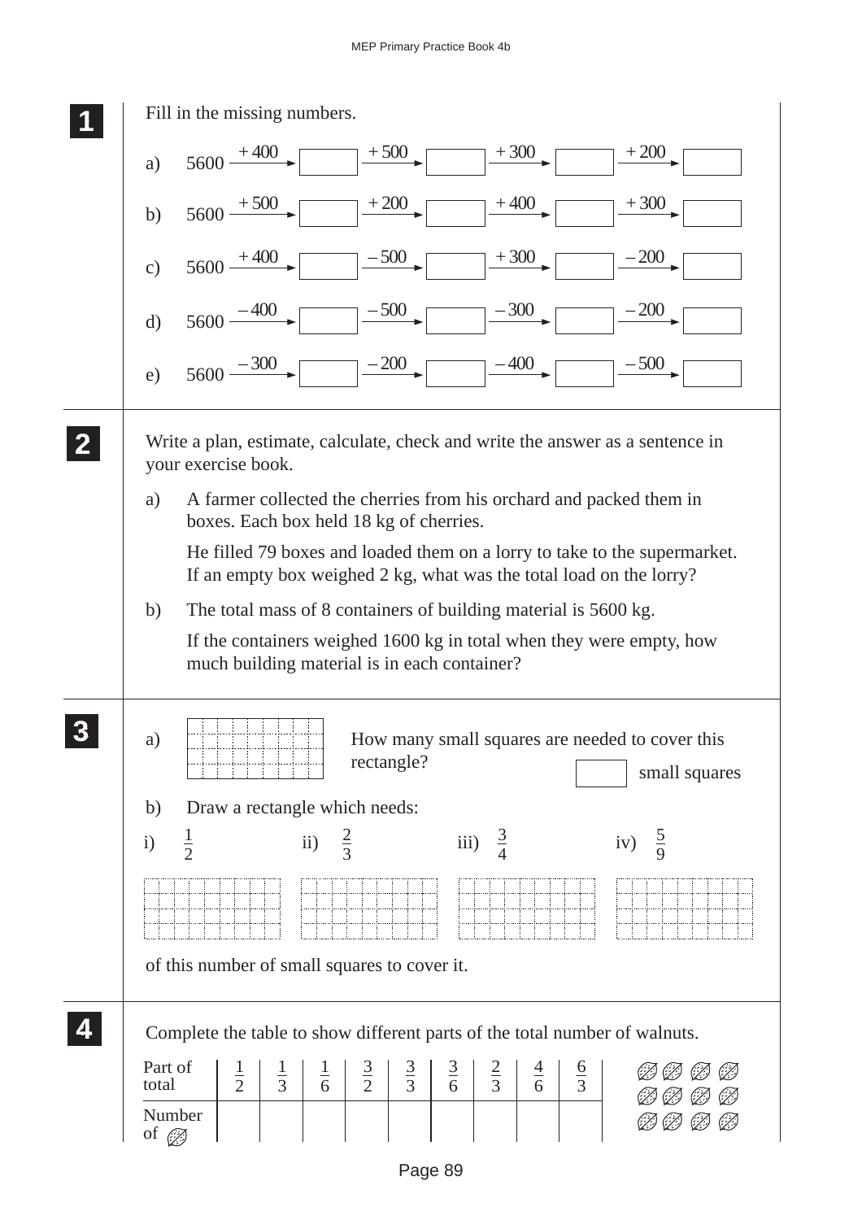**1** Fill in the missing numbers.

a) 5600 $\xrightarrow{+400}$ ☐ $\xrightarrow{+500}$ ☐ $\xrightarrow{+300}$ ☐ $\xrightarrow{+200}$ ☐

b) 5600 $\xrightarrow{+500}$ ☐ $\xrightarrow{+200}$ ☐ $\xrightarrow{+400}$ ☐ $\xrightarrow{+300}$ ☐

c) 5600 $\xrightarrow{+400}$ ☐ $\xrightarrow{-500}$ ☐ $\xrightarrow{+300}$ ☐ $\xrightarrow{-200}$ ☐

d) 5600 $\xrightarrow{-400}$ ☐ $\xrightarrow{-500}$ ☐ $\xrightarrow{-300}$ ☐ $\xrightarrow{-200}$ ☐

e) 5600 $\xrightarrow{-300}$ ☐ $\xrightarrow{-200}$ ☐ $\xrightarrow{-400}$ ☐ $\xrightarrow{-500}$ ☐

**2** Write a plan, estimate, calculate, check and write the answer as a sentence in your exercise book.

a) A farmer collected the cherries from his orchard and packed them in boxes. Each box held 18 kg of cherries.

He filled 79 boxes and loaded them on a lorry to take to the supermarket. If an empty box weighed 2 kg, what was the total load on the lorry?

b) The total mass of 8 containers of building material is 5600 kg.

If the containers weighed 1600 kg in total when they were empty, how much building material is in each container?

**3**

a) How many small squares are needed to cover this rectangle? ☐ small squares

b) Draw a rectangle which needs:

i) $\frac{1}{2}$ ii) $\frac{2}{3}$ iii) $\frac{3}{4}$ iv) $\frac{5}{9}$

of this number of small squares to cover it.

**4** Complete the table to show different parts of the total number of walnuts.

| Part of total | $\frac{1}{2}$ | $\frac{1}{3}$ | $\frac{1}{6}$ | $\frac{3}{2}$ | $\frac{3}{3}$ | $\frac{3}{6}$ | $\frac{2}{3}$ | $\frac{4}{6}$ | $\frac{6}{3}$ |
|---|---|---|---|---|---|---|---|---|---|
| Number of walnuts | | | | | | | | | |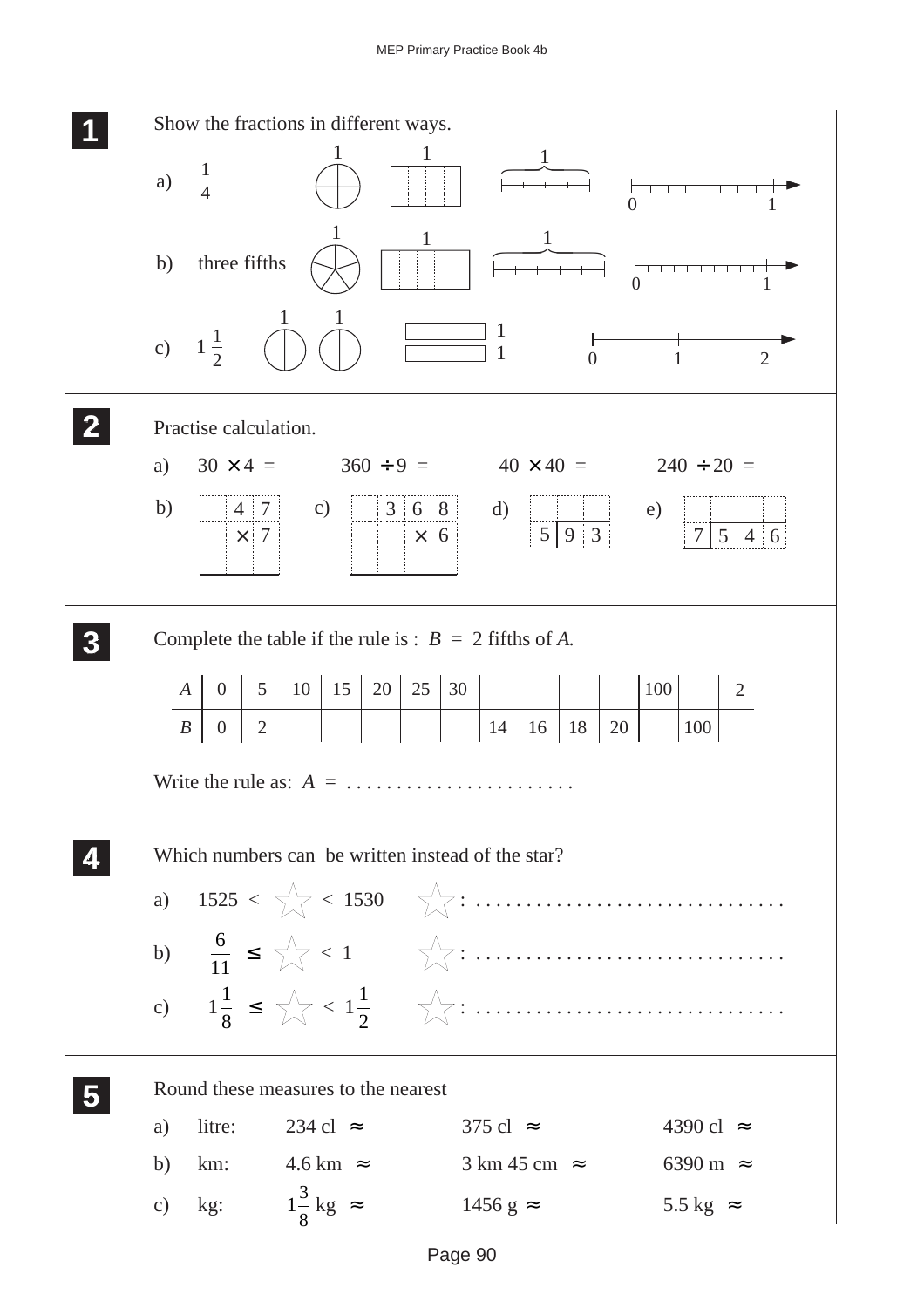**1** Show the fractions in different ways.

a) $\frac{1}{4}$ — 1 &nbsp; 1 &nbsp; 1 &nbsp; 0 &nbsp; 1

b) three fifths — 1 &nbsp; 1 &nbsp; 1 &nbsp; 0 &nbsp; 1

c) $1\frac{1}{2}$ — 1 &nbsp; 1 &nbsp; 1 &nbsp; 1 &nbsp; 0 &nbsp; 1 &nbsp; 2

**2** Practise calculation.

a) $30 \times 4 =$ &nbsp;&nbsp;&nbsp; $360 \div 9 =$ &nbsp;&nbsp;&nbsp; $40 \times 40 =$ &nbsp;&nbsp;&nbsp; $240 \div 20 =$

b)

| | 4 | 7 |
|---|---|---|
| | × | 7 |
| | | |

c)

| | 3 | 6 | 8 |
|---|---|---|---|
| | | × | 6 |
| | | | |

d)

| | | |
|---|---|---|
| 5 | 9 | 3 |

e)

| | | | |
|---|---|---|---|
| 7 | 5 | 4 | 6 |

**3** Complete the table if the rule is : $B = 2$ fifths of $A$.

| $A$ | 0 | 5 | 10 | 15 | 20 | 25 | 30 | | | | | 100 | | 2 |
|---|---|---|---|---|---|---|---|---|---|---|---|---|---|---|
| $B$ | 0 | 2 | | | | | | 14 | 16 | 18 | 20 | | 100 | |

Write the rule as: $A =$ . . . . . . . . . . . . . . . . . . . . . .

**4** Which numbers can be written instead of the star?

a) $1525 <$ ☆ $< 1530$ &nbsp;&nbsp;&nbsp; ☆: . . . . . . . . . . . . . . . . . . . . . . . . . . . . . .

b) $\frac{6}{11} \leq$ ☆ $< 1$ &nbsp;&nbsp;&nbsp; ☆: . . . . . . . . . . . . . . . . . . . . . . . . . . . . . .

c) $1\frac{1}{8} \leq$ ☆ $< 1\frac{1}{2}$ &nbsp;&nbsp;&nbsp; ☆: . . . . . . . . . . . . . . . . . . . . . . . . . . . . . .

**5** Round these measures to the nearest

a) litre: &nbsp;&nbsp; 234 cl $\approx$ &nbsp;&nbsp;&nbsp; 375 cl $\approx$ &nbsp;&nbsp;&nbsp; 4390 cl $\approx$

b) km: &nbsp;&nbsp; 4.6 km $\approx$ &nbsp;&nbsp;&nbsp; 3 km 45 cm $\approx$ &nbsp;&nbsp;&nbsp; 6390 m $\approx$

c) kg: &nbsp;&nbsp; $1\frac{3}{8}$ kg $\approx$ &nbsp;&nbsp;&nbsp; 1456 g $\approx$ &nbsp;&nbsp;&nbsp; 5.5 kg $\approx$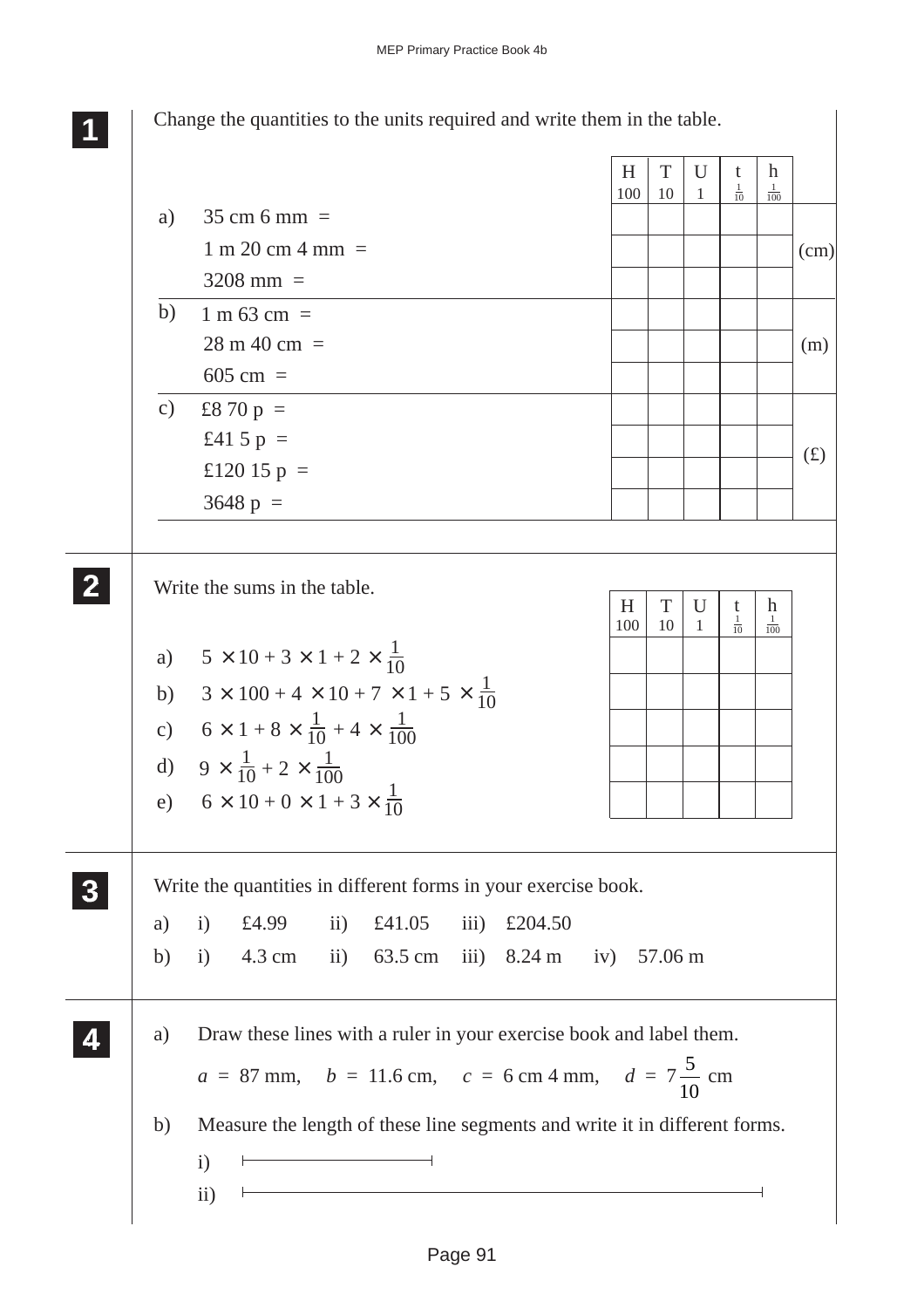**1** Change the quantities to the units required and write them in the table.

| | H 100 | T 10 | U 1 | t $\frac{1}{10}$ | h $\frac{1}{100}$ | |
|---|---|---|---|---|---|---|
| a) 35 cm 6 mm = | | | | | | (cm) |
| 1 m 20 cm 4 mm = | | | | | | |
| 3208 mm = | | | | | | |
| b) 1 m 63 cm = | | | | | | (m) |
| 28 m 40 cm = | | | | | | |
| 605 cm = | | | | | | |
| c) £8 70 p = | | | | | | (£) |
| £41 5 p = | | | | | | |
| £120 15 p = | | | | | | |
| 3648 p = | | | | | | |

**2** Write the sums in the table.

| | H 100 | T 10 | U 1 | t $\frac{1}{10}$ | h $\frac{1}{100}$ |
|---|---|---|---|---|---|
| a) $5 \times 10 + 3 \times 1 + 2 \times \frac{1}{10}$ | | | | | |
| b) $3 \times 100 + 4 \times 10 + 7 \times 1 + 5 \times \frac{1}{10}$ | | | | | |
| c) $6 \times 1 + 8 \times \frac{1}{10} + 4 \times \frac{1}{100}$ | | | | | |
| d) $9 \times \frac{1}{10} + 2 \times \frac{1}{100}$ | | | | | |
| e) $6 \times 10 + 0 \times 1 + 3 \times \frac{1}{10}$ | | | | | |

**3** Write the quantities in different forms in your exercise book.

a) i) £4.99 ii) £41.05 iii) £204.50

b) i) 4.3 cm ii) 63.5 cm iii) 8.24 m iv) 57.06 m

**4**

a) Draw these lines with a ruler in your exercise book and label them.

$a = 87$ mm, $b = 11.6$ cm, $c = 6$ cm 4 mm, $d = 7\frac{5}{10}$ cm

b) Measure the length of these line segments and write it in different forms.

i) ├──────────┤

ii) ├────────────────────────────┤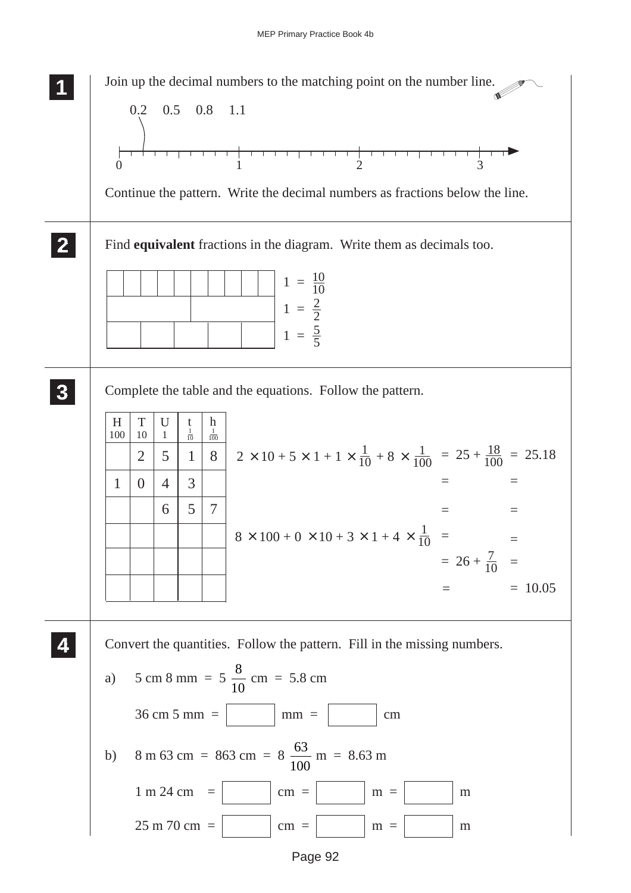## 1

Join up the decimal numbers to the matching point on the number line.

0.2   0.5   0.8   1.1

0   1   2   3

Continue the pattern. Write the decimal numbers as fractions below the line.

## 2

Find **equivalent** fractions in the diagram. Write them as decimals too.

$1 = \frac{10}{10}$

$1 = \frac{2}{2}$

$1 = \frac{5}{5}$

## 3

Complete the table and the equations. Follow the pattern.

| H 100 | T 10 | U 1 | t $\frac{1}{10}$ | h $\frac{1}{100}$ |
|---|---|---|---|---|
| | 2 | 5 | 1 | 8 |
| 1 | 0 | 4 | 3 | |
| | | 6 | 5 | 7 |
| | | | | |
| | | | | |
| | | | | |

$2 \times 10 + 5 \times 1 + 1 \times \frac{1}{10} + 8 \times \frac{1}{100} = 25 + \frac{18}{100} = 25.18$

$=$ $\qquad$ $=$

$=$ $\qquad$ $=$

$8 \times 100 + 0 \times 10 + 3 \times 1 + 4 \times \frac{1}{10} =$ $\qquad$ $=$

$= 26 + \frac{7}{10} =$

$=$ $\qquad$ $= 10.05$

## 4

Convert the quantities. Follow the pattern. Fill in the missing numbers.

a) 5 cm 8 mm = $5\frac{8}{10}$ cm = 5.8 cm

36 cm 5 mm = ☐ mm = ☐ cm

b) 8 m 63 cm = 863 cm = $8\frac{63}{100}$ m = 8.63 m

1 m 24 cm = ☐ cm = ☐ m = ☐ m

25 m 70 cm = ☐ cm = ☐ m = ☐ m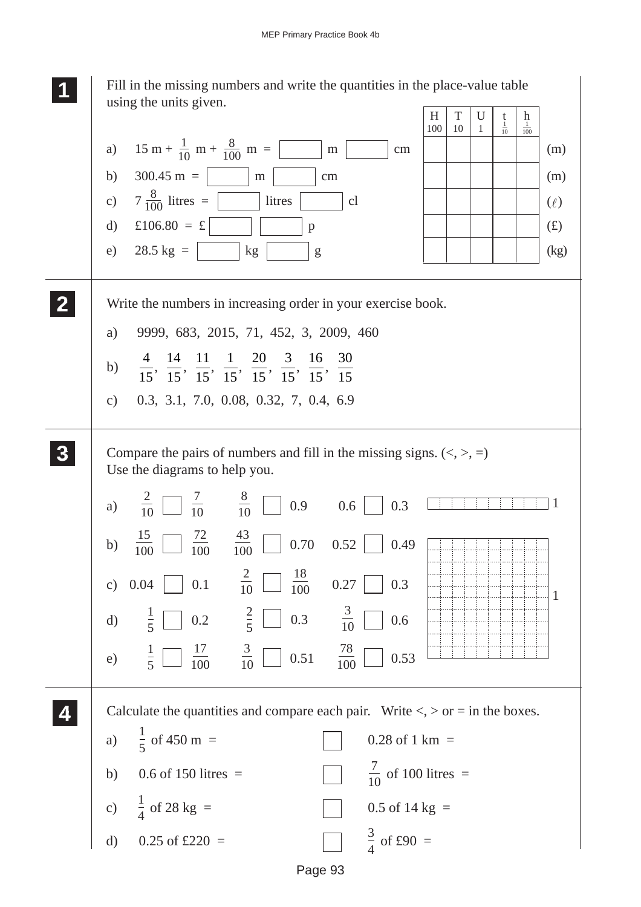## 1

Fill in the missing numbers and write the quantities in the place-value table using the units given.

a) $15 \text{ m} + \frac{1}{10} \text{ m} + \frac{8}{100} \text{ m} =$ ☐ m ☐ cm

b) 300.45 m = ☐ m ☐ cm

c) $7\frac{8}{100}$ litres = ☐ litres ☐ cl

d) £106.80 = £ ☐ ☐ p

e) 28.5 kg = ☐ kg ☐ g

| H<br>100 | T<br>10 | U<br>1 | t<br>$\frac{1}{10}$ | h<br>$\frac{1}{100}$ | |
|---|---|---|---|---|---|
| | | | | | (m) |
| | | | | | (m) |
| | | | | | ($\ell$) |
| | | | | | (£) |
| | | | | | (kg) |

## 2

Write the numbers in increasing order in your exercise book.

a) 9999, 683, 2015, 71, 452, 3, 2009, 460

b) $\frac{4}{15}, \frac{14}{15}, \frac{11}{15}, \frac{1}{15}, \frac{20}{15}, \frac{3}{15}, \frac{16}{15}, \frac{30}{15}$

c) 0.3, 3.1, 7.0, 0.08, 0.32, 7, 0.4, 6.9

## 3

Compare the pairs of numbers and fill in the missing signs. (<, >, =)
Use the diagrams to help you.

a) $\frac{2}{10}$ ☐ $\frac{7}{10}$ $\frac{8}{10}$ ☐ 0.9 0.6 ☐ 0.3

b) $\frac{15}{100}$ ☐ $\frac{72}{100}$ $\frac{43}{100}$ ☐ 0.70 0.52 ☐ 0.49

c) 0.04 ☐ 0.1 $\frac{2}{10}$ ☐ $\frac{18}{100}$ 0.27 ☐ 0.3

d) $\frac{1}{5}$ ☐ 0.2 $\frac{2}{5}$ ☐ 0.3 $\frac{3}{10}$ ☐ 0.6

e) $\frac{1}{5}$ ☐ $\frac{17}{100}$ $\frac{3}{10}$ ☐ 0.51 $\frac{78}{100}$ ☐ 0.53

## 4

Calculate the quantities and compare each pair. Write <, > or = in the boxes.

a) $\frac{1}{5}$ of 450 m = ☐ 0.28 of 1 km =

b) 0.6 of 150 litres = ☐ $\frac{7}{10}$ of 100 litres =

c) $\frac{1}{4}$ of 28 kg = ☐ 0.5 of 14 kg =

d) 0.25 of £220 = ☐ $\frac{3}{4}$ of £90 =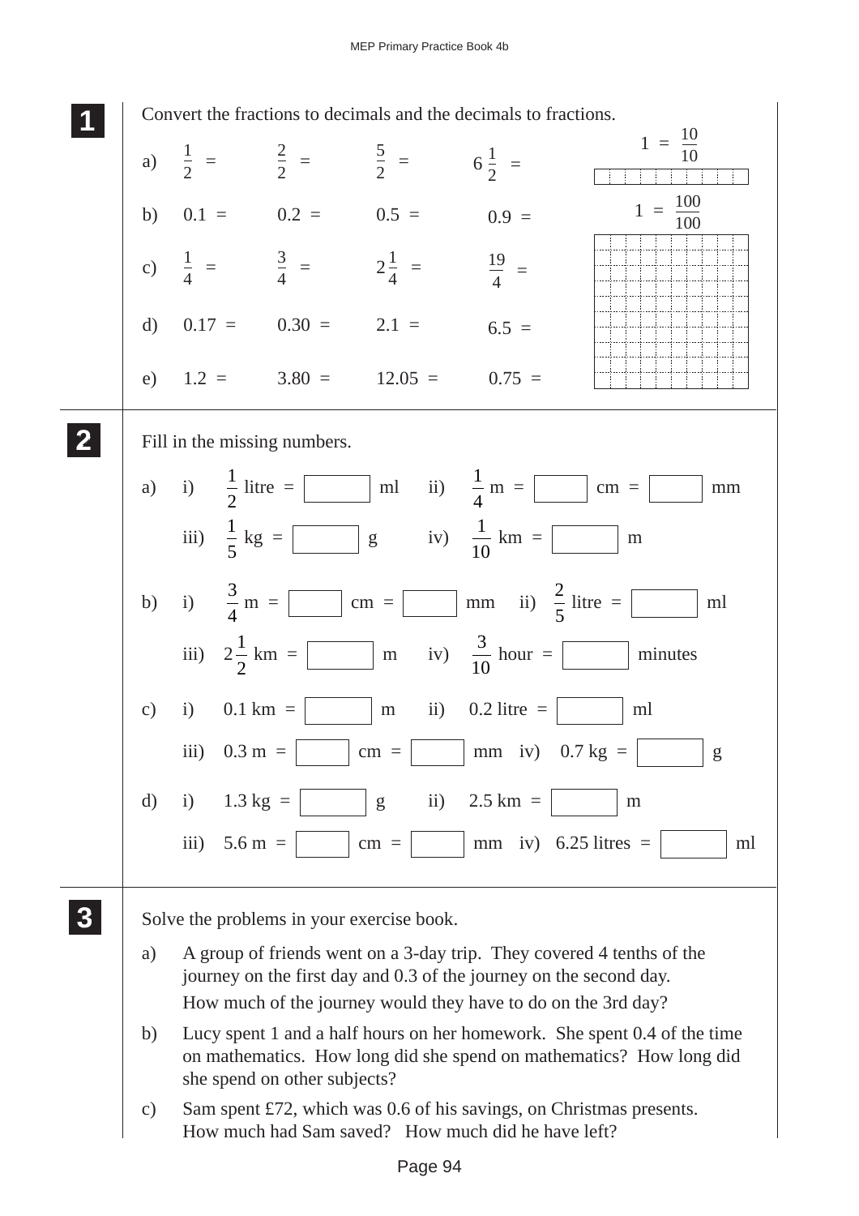**1** Convert the fractions to decimals and the decimals to fractions.

$1 = \frac{10}{10}$

$1 = \frac{100}{100}$

a) $\frac{1}{2}$ = $\frac{2}{2}$ = $\frac{5}{2}$ = $6\frac{1}{2}$ =

b) 0.1 = 0.2 = 0.5 = 0.9 =

c) $\frac{1}{4}$ = $\frac{3}{4}$ = $2\frac{1}{4}$ = $\frac{19}{4}$ =

d) 0.17 = 0.30 = 2.1 = 6.5 =

e) 1.2 = 3.80 = 12.05 = 0.75 =

**2** Fill in the missing numbers.

a) i) $\frac{1}{2}$ litre = ☐ ml ii) $\frac{1}{4}$ m = ☐ cm = ☐ mm

iii) $\frac{1}{5}$ kg = ☐ g iv) $\frac{1}{10}$ km = ☐ m

b) i) $\frac{3}{4}$ m = ☐ cm = ☐ mm ii) $\frac{2}{5}$ litre = ☐ ml

iii) $2\frac{1}{2}$ km = ☐ m iv) $\frac{3}{10}$ hour = ☐ minutes

c) i) 0.1 km = ☐ m ii) 0.2 litre = ☐ ml

iii) 0.3 m = ☐ cm = ☐ mm iv) 0.7 kg = ☐ g

d) i) 1.3 kg = ☐ g ii) 2.5 km = ☐ m

iii) 5.6 m = ☐ cm = ☐ mm iv) 6.25 litres = ☐ ml

**3** Solve the problems in your exercise book.

a) A group of friends went on a 3-day trip. They covered 4 tenths of the journey on the first day and 0.3 of the journey on the second day.
How much of the journey would they have to do on the 3rd day?

b) Lucy spent 1 and a half hours on her homework. She spent 0.4 of the time on mathematics. How long did she spend on mathematics? How long did she spend on other subjects?

c) Sam spent £72, which was 0.6 of his savings, on Christmas presents.
How much had Sam saved? How much did he have left?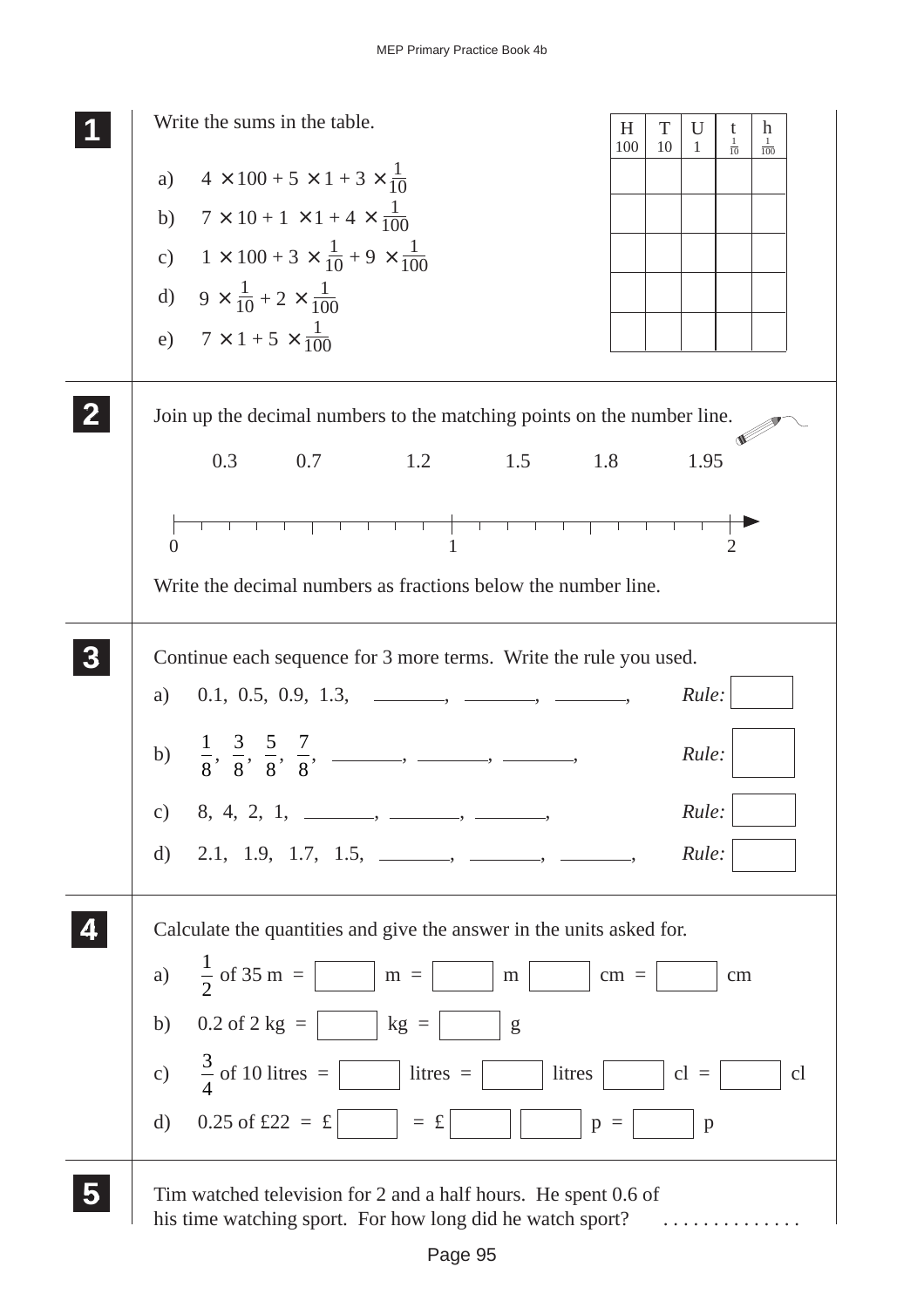**1** Write the sums in the table.

a) $4 \times 100 + 5 \times 1 + 3 \times \frac{1}{10}$

b) $7 \times 10 + 1 \times 1 + 4 \times \frac{1}{100}$

c) $1 \times 100 + 3 \times \frac{1}{10} + 9 \times \frac{1}{100}$

d) $9 \times \frac{1}{10} + 2 \times \frac{1}{100}$

e) $7 \times 1 + 5 \times \frac{1}{100}$

| H 100 | T 10 | U 1 | t $\frac{1}{10}$ | h $\frac{1}{100}$ |
|---|---|---|---|---|
| | | | | |
| | | | | |
| | | | | |
| | | | | |
| | | | | |

**2** Join up the decimal numbers to the matching points on the number line.

0.3 0.7 1.2 1.5 1.8 1.95

(Number line from 0 to 2, marked at 0, 1, 2)

Write the decimal numbers as fractions below the number line.

**3** Continue each sequence for 3 more terms. Write the rule you used.

a) 0.1, 0.5, 0.9, 1.3, \_\_\_\_\_, \_\_\_\_\_, \_\_\_\_\_, *Rule:* ☐

b) $\frac{1}{8}$, $\frac{3}{8}$, $\frac{5}{8}$, $\frac{7}{8}$, \_\_\_\_\_, \_\_\_\_\_, \_\_\_\_\_, *Rule:* ☐

c) 8, 4, 2, 1, \_\_\_\_\_, \_\_\_\_\_, \_\_\_\_\_, *Rule:* ☐

d) 2.1, 1.9, 1.7, 1.5, \_\_\_\_\_, \_\_\_\_\_, \_\_\_\_\_, *Rule:* ☐

**4** Calculate the quantities and give the answer in the units asked for.

a) $\frac{1}{2}$ of 35 m = ☐ m = ☐ m ☐ cm = ☐ cm

b) 0.2 of 2 kg = ☐ kg = ☐ g

c) $\frac{3}{4}$ of 10 litres = ☐ litres = ☐ litres ☐ cl = ☐ cl

d) 0.25 of £22 = £ ☐ = £ ☐ ☐ p = ☐ p

**5** Tim watched television for 2 and a half hours. He spent 0.6 of his time watching sport. For how long did he watch sport? . . . . . . . . . . . . . .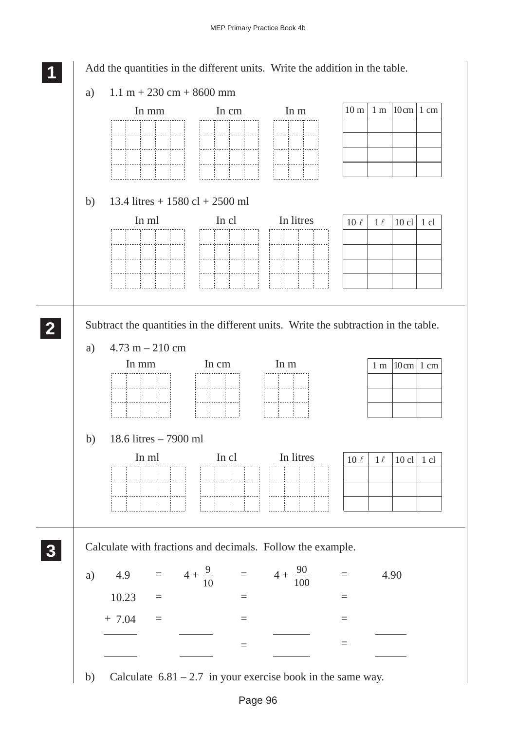**1** Add the quantities in the different units. Write the addition in the table.

a) 1.1 m + 230 cm + 8600 mm

In mm — In cm — In m

| 10 m | 1 m | 10 cm | 1 cm |
|---|---|---|---|
| | | | |
| | | | |
| | | | |
| | | | |

b) 13.4 litres + 1580 cl + 2500 ml

In ml — In cl — In litres

| 10 ℓ | 1 ℓ | 10 cl | 1 cl |
|---|---|---|---|
| | | | |
| | | | |
| | | | |
| | | | |

**2** Subtract the quantities in the different units. Write the subtraction in the table.

a) 4.73 m – 210 cm

In mm — In cm — In m

| 1 m | 10 cm | 1 cm |
|---|---|---|
| | | |
| | | |
| | | |

b) 18.6 litres – 7900 ml

In ml — In cl — In litres

| 10 ℓ | 1 ℓ | 10 cl | 1 cl |
|---|---|---|---|
| | | | |
| | | | |
| | | | |

**3** Calculate with fractions and decimals. Follow the example.

a) 4.9 $= 4 + \frac{9}{10} = 4 + \frac{90}{100} =$ 4.90

 10.23 = ______ = ______ = ______

 + 7.04 = ______ = ______ = ______

 ______ ______ = ______ = ______

b) Calculate 6.81 – 2.7 in your exercise book in the same way.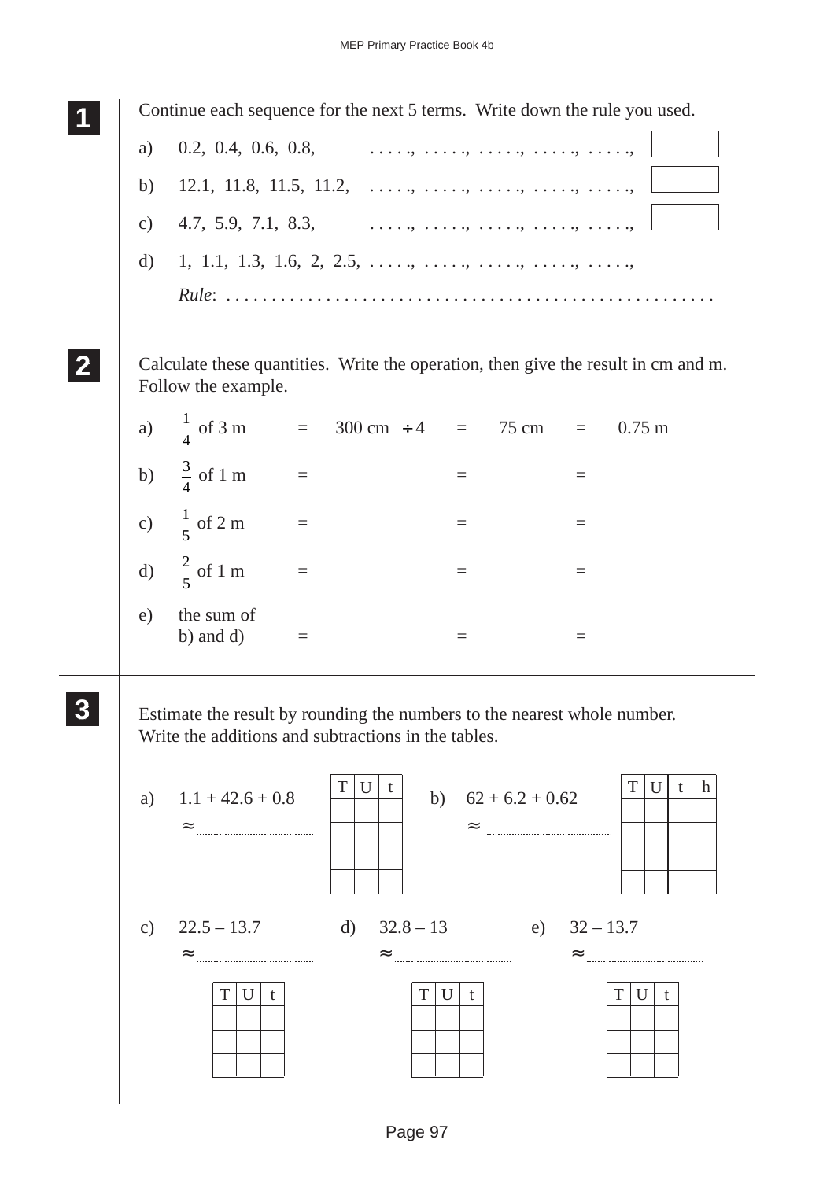**1** Continue each sequence for the next 5 terms. Write down the rule you used.

a) 0.2, 0.4, 0.6, 0.8, . . . . ., . . . . ., . . . . ., . . . . ., . . . . ., [ ]

b) 12.1, 11.8, 11.5, 11.2, . . . . ., . . . . ., . . . . ., . . . . ., . . . . ., [ ]

c) 4.7, 5.9, 7.1, 8.3, . . . . ., . . . . ., . . . . ., . . . . ., . . . . ., [ ]

d) 1, 1.1, 1.3, 1.6, 2, 2.5, . . . . ., . . . . ., . . . . ., . . . . ., . . . . .,

*Rule*: . . . . . . . . . . . . . . . . . . . . . . . . . . . . . . . . . . . . . . . . . . . . . . . . .

**2** Calculate these quantities. Write the operation, then give the result in cm and m. Follow the example.

a) $\frac{1}{4}$ of 3 m = 300 cm $\div 4$ = 75 cm = 0.75 m

b) $\frac{3}{4}$ of 1 m = = =

c) $\frac{1}{5}$ of 2 m = = =

d) $\frac{2}{5}$ of 1 m = = =

e) the sum of b) and d) = = =

**3** Estimate the result by rounding the numbers to the nearest whole number. Write the additions and subtractions in the tables.

a) 1.1 + 42.6 + 0.8

$\approx$ ..............................

| T | U | t |
|---|---|---|
| | | |
| | | |
| | | |
| | | |

b) 62 + 6.2 + 0.62

$\approx$ ..............................

| T | U | t | h |
|---|---|---|---|
| | | | |
| | | | |
| | | | |
| | | | |

c) 22.5 – 13.7

$\approx$ ..............................

| T | U | t |
|---|---|---|
| | | |
| | | |
| | | |

d) 32.8 – 13

$\approx$ ..............................

| T | U | t |
|---|---|---|
| | | |
| | | |
| | | |

e) 32 – 13.7

$\approx$ ..............................

| T | U | t |
|---|---|---|
| | | |
| | | |
| | | |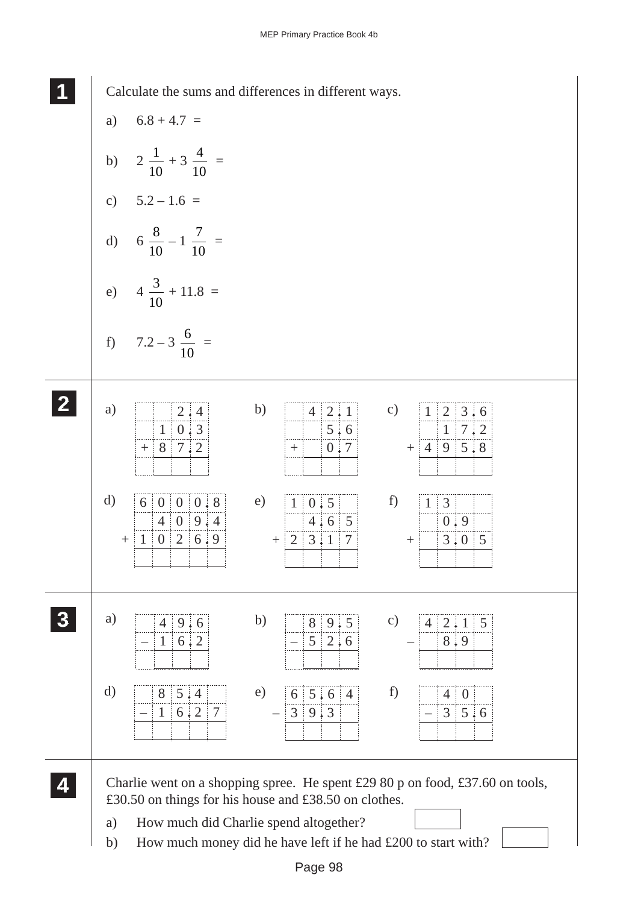## 1

Calculate the sums and differences in different ways.

a) $6.8 + 4.7 =$

b) $2\frac{1}{10} + 3\frac{4}{10} =$

c) $5.2 - 1.6 =$

d) $6\frac{8}{10} - 1\frac{7}{10} =$

e) $4\frac{3}{10} + 11.8 =$

f) $7.2 - 3\frac{6}{10} =$

## 2

a)

| | | | |
|---|---|---|---|
| | | 2 . | 4 |
| | 1 | 0 . | 3 |
| + | 8 | 7 . | 2 |
| | | | |

b)

| | | | |
|---|---|---|---|
| | 4 | 2 . | 1 |
| | | 5 . | 6 |
| + | | 0 . | 7 |
| | | | |

c)

| | | | |
|---|---|---|---|
| 1 | 2 | 3 . | 6 |
| | 1 | 7 . | 2 |
| + 4 | 9 | 5 . | 8 |
| | | | |

d)

| | | | | |
|---|---|---|---|---|
| 6 | 0 | 0 | 0 . | 8 |
| | 4 | 0 | 9 . | 4 |
| + 1 | 0 | 2 | 6 . | 9 |
| | | | | |

e)

| | | | |
|---|---|---|---|
| 1 | 0 . | 5 | |
| | 4 . | 6 | 5 |
| + 2 | 3 . | 1 | 7 |
| | | | |

f)

| | | | |
|---|---|---|---|
| 1 | 3 | | |
| | 0 . | 9 | |
| + | 3 . | 0 | 5 |
| | | | |

## 3

a)

| | | | |
|---|---|---|---|
| | 4 | 9 . | 6 |
| – | 1 | 6 . | 2 |
| | | | |

b)

| | | | |
|---|---|---|---|
| | 8 | 9 . | 5 |
| – | 5 | 2 . | 6 |
| | | | |

c)

| | | | |
|---|---|---|---|
| 4 | 2 . | 1 | 5 |
| – | 8 . | 9 | |
| | | | |

d)

| | | | | |
|---|---|---|---|---|
| | 8 | 5 . | 4 | |
| – | 1 | 6 . | 2 | 7 |
| | | | | |

e)

| | | | |
|---|---|---|---|
| 6 | 5 . | 6 | 4 |
| – 3 | 9 . | 3 | |
| | | | |

f)

| | | | |
|---|---|---|---|
| | 4 | 0 | |
| – | 3 | 5 . | 6 |
| | | | |

## 4

Charlie went on a shopping spree. He spent £29 80 p on food, £37.60 on tools, £30.50 on things for his house and £38.50 on clothes.

a) How much did Charlie spend altogether? [ ]

b) How much money did he have left if he had £200 to start with? [ ]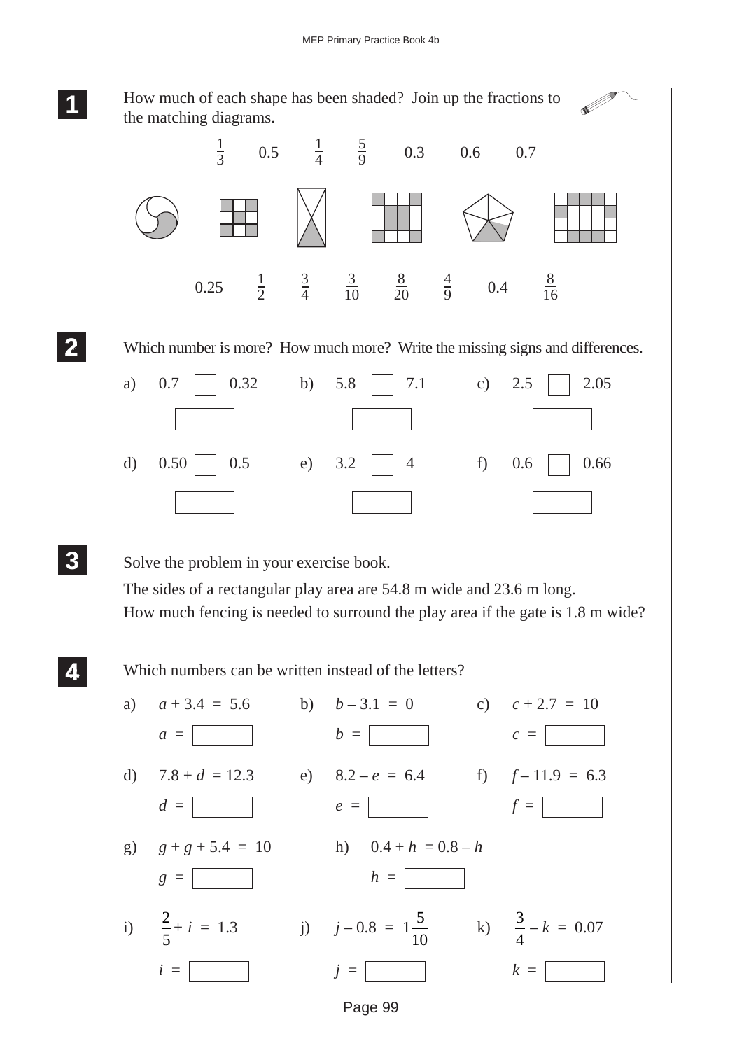**1** How much of each shape has been shaded? Join up the fractions to the matching diagrams.

$\frac{1}{3}$ &nbsp;&nbsp; 0.5 &nbsp;&nbsp; $\frac{1}{4}$ &nbsp;&nbsp; $\frac{5}{9}$ &nbsp;&nbsp; 0.3 &nbsp;&nbsp; 0.6 &nbsp;&nbsp; 0.7

0.25 &nbsp;&nbsp; $\frac{1}{2}$ &nbsp;&nbsp; $\frac{3}{4}$ &nbsp;&nbsp; $\frac{3}{10}$ &nbsp;&nbsp; $\frac{8}{20}$ &nbsp;&nbsp; $\frac{4}{9}$ &nbsp;&nbsp; 0.4 &nbsp;&nbsp; $\frac{8}{16}$

**2** Which number is more? How much more? Write the missing signs and differences.

a) 0.7 ☐ 0.32 &nbsp;&nbsp;&nbsp; b) 5.8 ☐ 7.1 &nbsp;&nbsp;&nbsp; c) 2.5 ☐ 2.05

d) 0.50 ☐ 0.5 &nbsp;&nbsp;&nbsp; e) 3.2 ☐ 4 &nbsp;&nbsp;&nbsp; f) 0.6 ☐ 0.66

**3** Solve the problem in your exercise book.

The sides of a rectangular play area are 54.8 m wide and 23.6 m long.
How much fencing is needed to surround the play area if the gate is 1.8 m wide?

**4** Which numbers can be written instead of the letters?

a) $a + 3.4 = 5.6$ &nbsp;&nbsp; $a =$ ☐

b) $b - 3.1 = 0$ &nbsp;&nbsp; $b =$ ☐

c) $c + 2.7 = 10$ &nbsp;&nbsp; $c =$ ☐

d) $7.8 + d = 12.3$ &nbsp;&nbsp; $d =$ ☐

e) $8.2 - e = 6.4$ &nbsp;&nbsp; $e =$ ☐

f) $f - 11.9 = 6.3$ &nbsp;&nbsp; $f =$ ☐

g) $g + g + 5.4 = 10$ &nbsp;&nbsp; $g =$ ☐

h) $0.4 + h = 0.8 - h$ &nbsp;&nbsp; $h =$ ☐

i) $\frac{2}{5} + i = 1.3$ &nbsp;&nbsp; $i =$ ☐

j) $j - 0.8 = 1\frac{5}{10}$ &nbsp;&nbsp; $j =$ ☐

k) $\frac{3}{4} - k = 0.07$ &nbsp;&nbsp; $k =$ ☐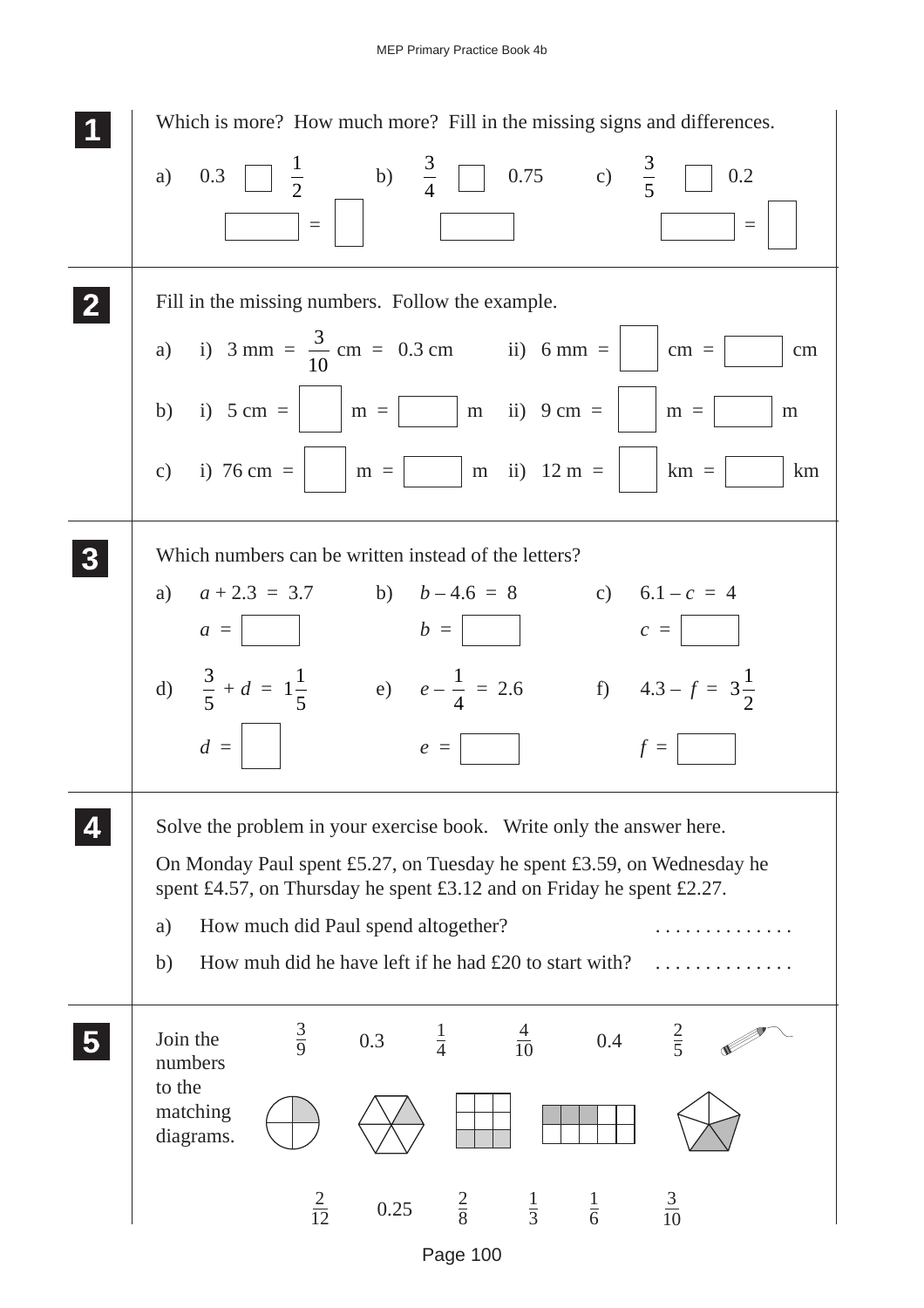**1** Which is more? How much more? Fill in the missing signs and differences.

a) $0.3 \;\square\; \frac{1}{2}$ b) $\frac{3}{4} \;\square\; 0.75$ c) $\frac{3}{5} \;\square\; 0.2$

$\square = \square$ $\square$ $\square = \square$

**2** Fill in the missing numbers. Follow the example.

a) i) $3 \text{ mm} = \frac{3}{10} \text{ cm} = 0.3 \text{ cm}$ ii) $6 \text{ mm} = \square \text{ cm} = \square \text{ cm}$

b) i) $5 \text{ cm} = \square \text{ m} = \square \text{ m}$ ii) $9 \text{ cm} = \square \text{ m} = \square \text{ m}$

c) i) $76 \text{ cm} = \square \text{ m} = \square \text{ m}$ ii) $12 \text{ m} = \square \text{ km} = \square \text{ km}$

**3** Which numbers can be written instead of the letters?

a) $a + 2.3 = 3.7$ $a = \square$

b) $b - 4.6 = 8$ $b = \square$

c) $6.1 - c = 4$ $c = \square$

d) $\frac{3}{5} + d = 1\frac{1}{5}$ $d = \square$

e) $e - \frac{1}{4} = 2.6$ $e = \square$

f) $4.3 - f = 3\frac{1}{2}$ $f = \square$

**4** Solve the problem in your exercise book. Write only the answer here.

On Monday Paul spent £5.27, on Tuesday he spent £3.59, on Wednesday he spent £4.57, on Thursday he spent £3.12 and on Friday he spent £2.27.

a) How much did Paul spend altogether? . . . . . . . . . . . . . .

b) How muh did he have left if he had £20 to start with? . . . . . . . . . . . . . .

**5** Join the numbers to the matching diagrams.

$\frac{3}{9}$ 0.3 $\frac{1}{4}$ $\frac{4}{10}$ 0.4 $\frac{2}{5}$

$\frac{2}{12}$ 0.25 $\frac{2}{8}$ $\frac{1}{3}$ $\frac{1}{6}$ $\frac{3}{10}$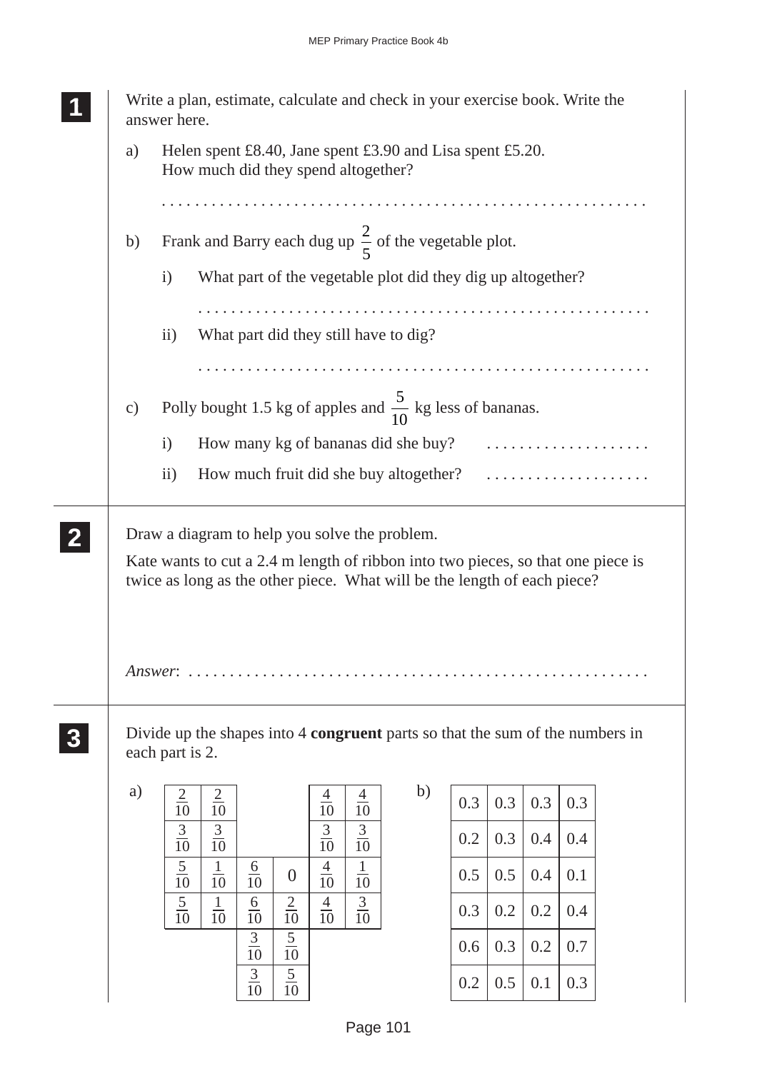**1**

Write a plan, estimate, calculate and check in your exercise book. Write the answer here.

a) Helen spent £8.40, Jane spent £3.90 and Lisa spent £5.20.
How much did they spend altogether?

. . . . . . . . . . . . . . . . . . . . . . . . . . . . . . . . . . . . . . . . . . . . . . . . . . . . . . . .

b) Frank and Barry each dug up $\frac{2}{5}$ of the vegetable plot.

i) What part of the vegetable plot did they dig up altogether?

. . . . . . . . . . . . . . . . . . . . . . . . . . . . . . . . . . . . . . . . . . . . . . . . . . . . . . . .

ii) What part did they still have to dig?

. . . . . . . . . . . . . . . . . . . . . . . . . . . . . . . . . . . . . . . . . . . . . . . . . . . . . . . .

c) Polly bought 1.5 kg of apples and $\frac{5}{10}$ kg less of bananas.

i) How many kg of bananas did she buy? . . . . . . . . . . . . . . . . . . . .

ii) How much fruit did she buy altogether? . . . . . . . . . . . . . . . . . . . .

**2**

Draw a diagram to help you solve the problem.

Kate wants to cut a 2.4 m length of ribbon into two pieces, so that one piece is twice as long as the other piece. What will be the length of each piece?

*Answer*: . . . . . . . . . . . . . . . . . . . . . . . . . . . . . . . . . . . . . . . . . . . . . . . . . . . . . . . .

**3**

Divide up the shapes into 4 **congruent** parts so that the sum of the numbers in each part is 2.

a)

| | | | | | |
|---|---|---|---|---|---|
| $\frac{2}{10}$ | $\frac{2}{10}$ | | | $\frac{4}{10}$ | $\frac{4}{10}$ |
| $\frac{3}{10}$ | $\frac{3}{10}$ | | | $\frac{3}{10}$ | $\frac{3}{10}$ |
| $\frac{5}{10}$ | $\frac{1}{10}$ | $\frac{6}{10}$ | 0 | $\frac{4}{10}$ | $\frac{1}{10}$ |
| $\frac{5}{10}$ | $\frac{1}{10}$ | $\frac{6}{10}$ | $\frac{2}{10}$ | $\frac{4}{10}$ | $\frac{3}{10}$ |
| | | $\frac{3}{10}$ | $\frac{5}{10}$ | | |
| | | $\frac{3}{10}$ | $\frac{5}{10}$ | | |

b)

| | | | |
|---|---|---|---|
| 0.3 | 0.3 | 0.3 | 0.3 |
| 0.2 | 0.3 | 0.4 | 0.4 |
| 0.5 | 0.5 | 0.4 | 0.1 |
| 0.3 | 0.2 | 0.2 | 0.4 |
| 0.6 | 0.3 | 0.2 | 0.7 |
| 0.2 | 0.5 | 0.1 | 0.3 |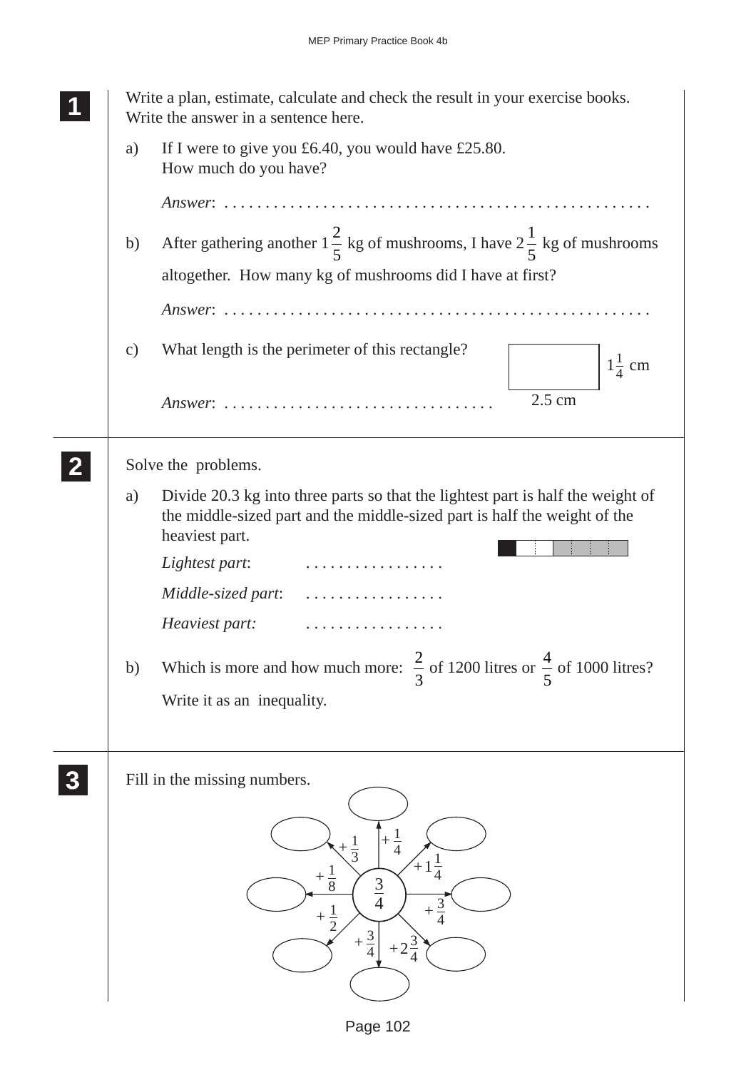**1** Write a plan, estimate, calculate and check the result in your exercise books. Write the answer in a sentence here.

a) If I were to give you £6.40, you would have £25.80. How much do you have?

*Answer*: . . . . . . . . . . . . . . . . . . . . . . . . . . . . . . . . . . . . . . . . . . . . . . . . . . .

b) After gathering another $1\frac{2}{5}$ kg of mushrooms, I have $2\frac{1}{5}$ kg of mushrooms altogether. How many kg of mushrooms did I have at first?

*Answer*: . . . . . . . . . . . . . . . . . . . . . . . . . . . . . . . . . . . . . . . . . . . . . . . . . . .

c) What length is the perimeter of this rectangle?

(Rectangle: 2.5 cm by $1\frac{1}{4}$ cm)

*Answer*: . . . . . . . . . . . . . . . . . . . . . . . . . . . . . . . .

**2** Solve the problems.

a) Divide 20.3 kg into three parts so that the lightest part is half the weight of the middle-sized part and the middle-sized part is half the weight of the heaviest part.

*Lightest part*: . . . . . . . . . . . . . . . . .

*Middle-sized part*: . . . . . . . . . . . . . . . . .

*Heaviest part:* . . . . . . . . . . . . . . . . .

b) Which is more and how much more: $\frac{2}{3}$ of 1200 litres or $\frac{4}{5}$ of 1000 litres? Write it as an inequality.

**3** Fill in the missing numbers.

Centre: $\frac{3}{4}$

Arrows: $+\frac{1}{4}$, $+1\frac{1}{4}$, $+\frac{3}{4}$, $+2\frac{3}{4}$, $+\frac{3}{4}$, $+\frac{1}{2}$, $+\frac{1}{8}$, $+\frac{1}{3}$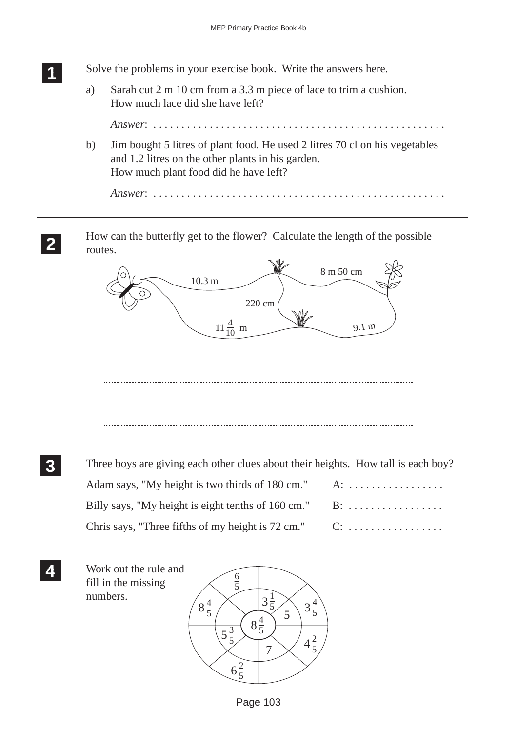**1** Solve the problems in your exercise book. Write the answers here.

a) Sarah cut 2 m 10 cm from a 3.3 m piece of lace to trim a cushion. How much lace did she have left?

*Answer*: . . . . . . . . . . . . . . . . . . . . . . . . . . . . . . . . . . . . . . . . . . . . . . . . . . . .

b) Jim bought 5 litres of plant food. He used 2 litres 70 cl on his vegetables and 1.2 litres on the other plants in his garden. How much plant food did he have left?

*Answer*: . . . . . . . . . . . . . . . . . . . . . . . . . . . . . . . . . . . . . . . . . . . . . . . . . . . .

**2** How can the butterfly get to the flower? Calculate the length of the possible routes.

10.3 m

8 m 50 cm

220 cm

$11\frac{4}{10}$ m

9.1 m

..........................................................................................

..........................................................................................

..........................................................................................

..........................................................................................

**3** Three boys are giving each other clues about their heights. How tall is each boy?

Adam says, "My height is two thirds of 180 cm." A: . . . . . . . . . . . . . . . . .

Billy says, "My height is eight tenths of 160 cm." B: . . . . . . . . . . . . . . . . .

Chris says, "Three fifths of my height is 72 cm." C: . . . . . . . . . . . . . . . . .

**4** Work out the rule and fill in the missing numbers.

Centre: $8\frac{4}{5}$

Inner ring: $3\frac{1}{5}$, $5$, $7$, $5\frac{3}{5}$

Outer ring: $\frac{6}{5}$, $3\frac{4}{5}$, $4\frac{2}{5}$, $6\frac{2}{5}$, $8\frac{4}{5}$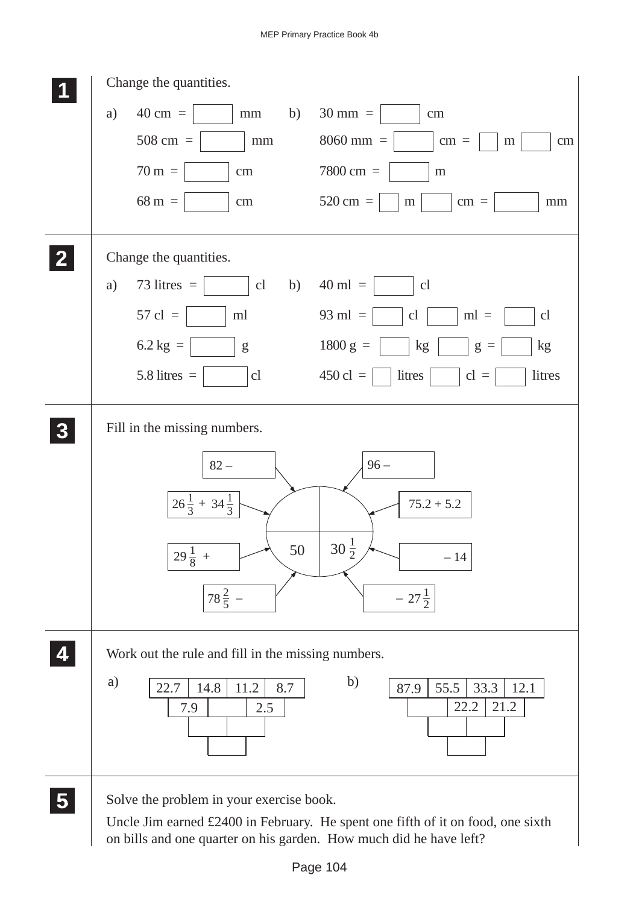**1** Change the quantities.

a) 40 cm = ☐ mm

508 cm = ☐ mm

70 m = ☐ cm

68 m = ☐ cm

b) 30 mm = ☐ cm

8060 mm = ☐ cm = ☐ m ☐ cm

7800 cm = ☐ m

520 cm = ☐ m ☐ cm = ☐ mm

**2** Change the quantities.

a) 73 litres = ☐ cl

57 cl = ☐ ml

6.2 kg = ☐ g

5.8 litres = ☐ cl

b) 40 ml = ☐ cl

93 ml = ☐ cl ☐ ml = ☐ cl

1800 g = ☐ kg ☐ g = ☐ kg

450 cl = ☐ litres ☐ cl = ☐ litres

**3** Fill in the missing numbers.

Circle divided into four parts; bottom-left: 50, bottom-right: $30\frac{1}{2}$ (top parts empty).

Top-left part:
- 82 – ☐
- $26\frac{1}{3} + 34\frac{1}{3}$

Top-right part:
- 96 – ☐
- 75.2 + 5.2

Bottom-left part (50):
- $29\frac{1}{8}$ + ☐
- $78\frac{2}{5}$ – ☐

Bottom-right part ($30\frac{1}{2}$):
- ☐ – 14
- ☐ – $27\frac{1}{2}$

**4** Work out the rule and fill in the missing numbers.

a)

| 22.7 | 14.8 | 11.2 | 8.7 |
|---|---|---|---|
| 7.9 | | 2.5 | |
| | | | |
| | | | |

b)

| 87.9 | 55.5 | 33.3 | 12.1 |
|---|---|---|---|
| | 22.2 | 21.2 | |
| | | | |
| | | | |

**5** Solve the problem in your exercise book.

Uncle Jim earned £2400 in February. He spent one fifth of it on food, one sixth on bills and one quarter on his garden. How much did he have left?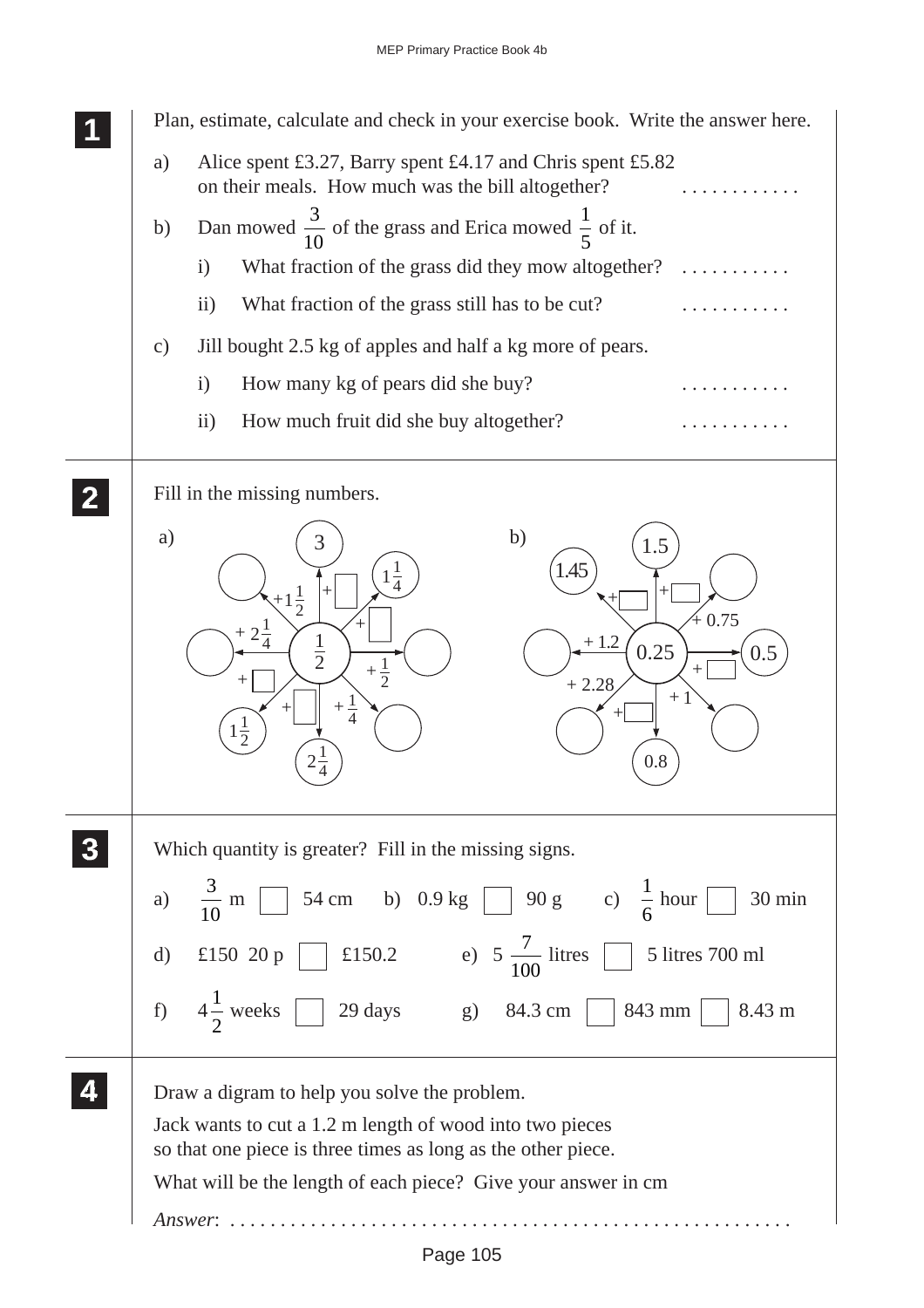**1** Plan, estimate, calculate and check in your exercise book. Write the answer here.

a) Alice spent £3.27, Barry spent £4.17 and Chris spent £5.82 on their meals. How much was the bill altogether? . . . . . . . . . . .

b) Dan mowed $\frac{3}{10}$ of the grass and Erica mowed $\frac{1}{5}$ of it.

i) What fraction of the grass did they mow altogether? . . . . . . . . . . .

ii) What fraction of the grass still has to be cut? . . . . . . . . . . .

c) Jill bought 2.5 kg of apples and half a kg more of pears.

i) How many kg of pears did she buy? . . . . . . . . . . .

ii) How much fruit did she buy altogether? . . . . . . . . . . .

**2** Fill in the missing numbers.

a) Centre: $\frac{1}{2}$

- $+ \square \rightarrow 3$
- $+ \square \rightarrow 1\frac{1}{4}$
- $+ \frac{1}{2} \rightarrow \bigcirc$
- $+ \frac{1}{4} \rightarrow \bigcirc$
- $+ \square \rightarrow 2\frac{1}{4}$
- $+ \square \rightarrow 1\frac{1}{2}$
- $+ 2\frac{1}{4} \rightarrow \bigcirc$
- $+1\frac{1}{2} \rightarrow \bigcirc$

b) Centre: 0.25

- $+ \square \rightarrow 1.5$
- $+ 0.75 \rightarrow \bigcirc$
- $+ \square \rightarrow 0.5$
- $+ 1 \rightarrow \bigcirc$
- $+ \square \rightarrow 0.8$
- $+ 2.28 \rightarrow \bigcirc$
- $+ 1.2 \rightarrow \bigcirc$
- $+ \square \rightarrow 1.45$

**3** Which quantity is greater? Fill in the missing signs.

a) $\frac{3}{10}$ m ☐ 54 cm b) 0.9 kg ☐ 90 g c) $\frac{1}{6}$ hour ☐ 30 min

d) £150 20 p ☐ £150.2 e) $5\frac{7}{100}$ litres ☐ 5 litres 700 ml

f) $4\frac{1}{2}$ weeks ☐ 29 days g) 84.3 cm ☐ 843 mm ☐ 8.43 m

**4** Draw a digram to help you solve the problem.

Jack wants to cut a 1.2 m length of wood into two pieces so that one piece is three times as long as the other piece.

What will be the length of each piece? Give your answer in cm

*Answer*: . . . . . . . . . . . . . . . . . . . . . . . . . . . . . . . . . . . . . . . . . . . . . . . . . . . . .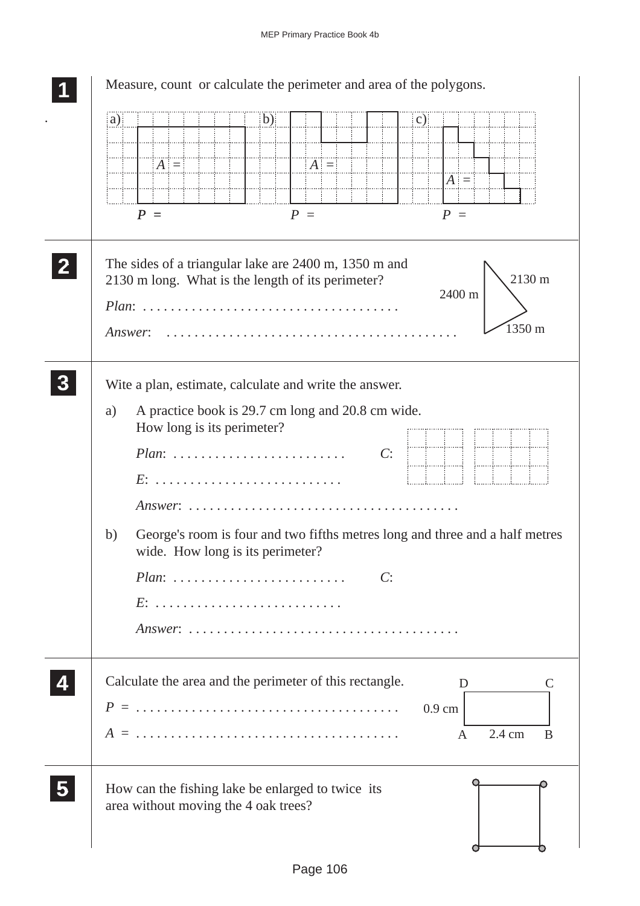**1** Measure, count or calculate the perimeter and area of the polygons.

a) $A$ =
$P$ =

b) $A$ =
$P$ =

c) $A$ =
$P$ =

**2** The sides of a triangular lake are 2400 m, 1350 m and 2130 m long. What is the length of its perimeter?

2400 m, 2130 m, 1350 m

*Plan*: . . . . . . . . . . . . . . . . . . . . . . . . . . . . . . . . . . .

*Answer*: . . . . . . . . . . . . . . . . . . . . . . . . . . . . . . . . . . . . . . .

**3** Wite a plan, estimate, calculate and write the answer.

a) A practice book is 29.7 cm long and 20.8 cm wide. How long is its perimeter?

*Plan*: . . . . . . . . . . . . . . . . . . . . . . . . . *C*:

*E*: . . . . . . . . . . . . . . . . . . . . . . . . . . .

*Answer*: . . . . . . . . . . . . . . . . . . . . . . . . . . . . . . . . . . . . . . .

b) George's room is four and two fifths metres long and three and a half metres wide. How long is its perimeter?

*Plan*: . . . . . . . . . . . . . . . . . . . . . . . . . *C*:

*E*: . . . . . . . . . . . . . . . . . . . . . . . . . . .

*Answer*: . . . . . . . . . . . . . . . . . . . . . . . . . . . . . . . . . . . . . . .

**4** Calculate the area and the perimeter of this rectangle.

Rectangle ABCD: AD = 0.9 cm, AB = 2.4 cm

$P$ = . . . . . . . . . . . . . . . . . . . . . . . . . . . . . . . . . . . . . .

$A$ = . . . . . . . . . . . . . . . . . . . . . . . . . . . . . . . . . . . . . .

**5** How can the fishing lake be enlarged to twice its area without moving the 4 oak trees?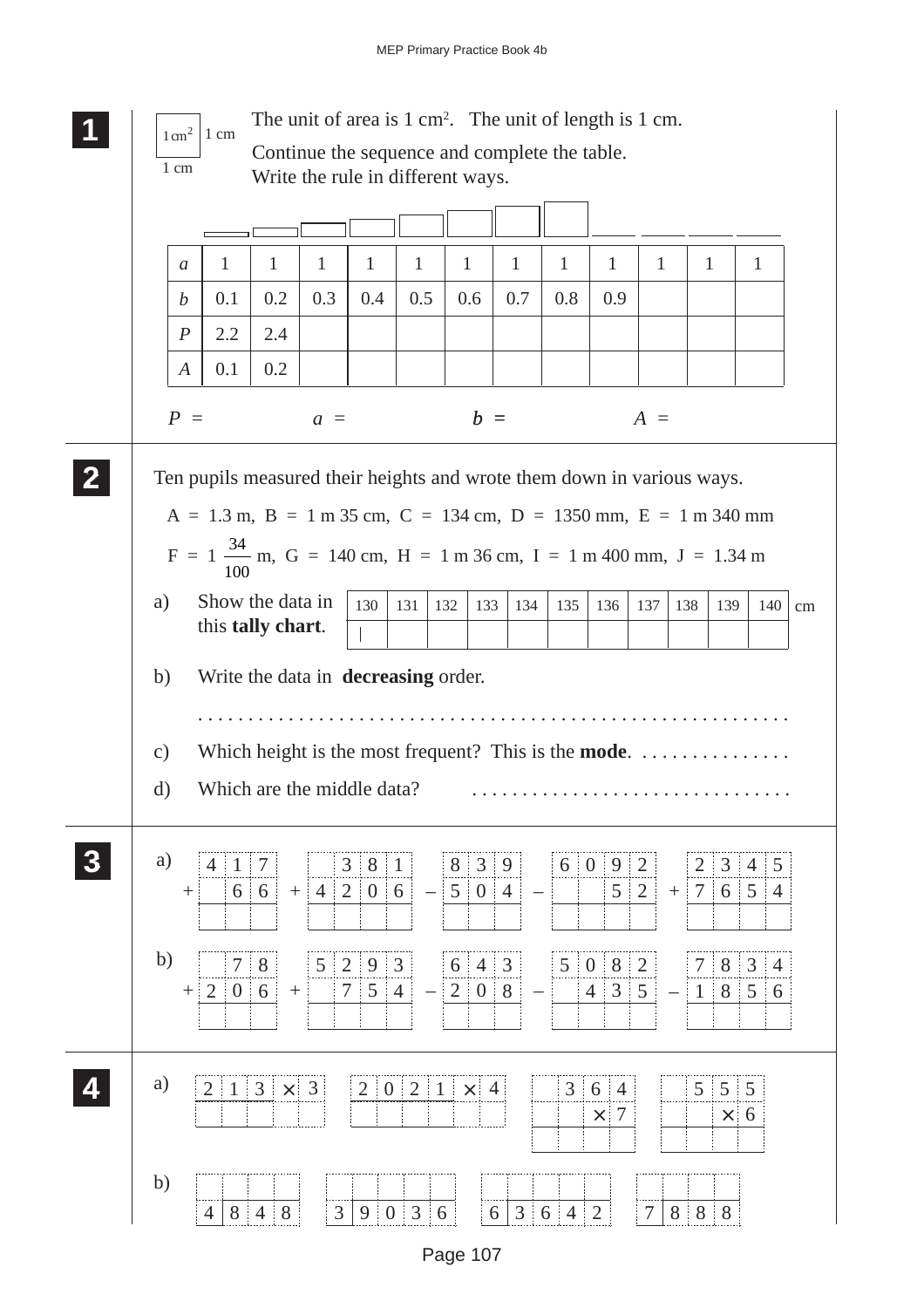**1**

$1\text{ cm}^2$ 1 cm

1 cm

The unit of area is $1\text{ cm}^2$. The unit of length is 1 cm.

Continue the sequence and complete the table.

Write the rule in different ways.

| $a$ | 1 | 1 | 1 | 1 | 1 | 1 | 1 | 1 | 1 | 1 | 1 | 1 |
|---|---|---|---|---|---|---|---|---|---|---|---|---|
| $b$ | 0.1 | 0.2 | 0.3 | 0.4 | 0.5 | 0.6 | 0.7 | 0.8 | 0.9 | | | |
| $P$ | 2.2 | 2.4 | | | | | | | | | | |
| $A$ | 0.1 | 0.2 | | | | | | | | | | |

$P$ = $a$ = $b$ = $A$ =

**2**

Ten pupils measured their heights and wrote them down in various ways.

A = 1.3 m, B = 1 m 35 cm, C = 134 cm, D = 1350 mm, E = 1 m 340 mm

F = $1\frac{34}{100}$ m, G = 140 cm, H = 1 m 36 cm, I = 1 m 400 mm, J = 1.34 m

a) Show the data in this **tally chart**.

| 130 | 131 | 132 | 133 | 134 | 135 | 136 | 137 | 138 | 139 | 140 cm |
|---|---|---|---|---|---|---|---|---|---|---|
| \| | | | | | | | | | | |

b) Write the data in **decreasing** order.

. . . . . . . . . . . . . . . . . . . . . . . . . . . . . . . . . . . . . . . . . . . . . . . . . . . . . . . . .

c) Which height is the most frequent? This is the **mode**. . . . . . . . . . . . . . . .

d) Which are the middle data? . . . . . . . . . . . . . . . . . . . . . . . . . . . . . . .

**3**

a)

```
  4 1 7       3 8 1     8 3 9     6 0 9 2     2 3 4 5
+   6 6   + 4 2 0 6   – 5 0 4   –     5 2   + 7 6 5 4
```

b)

```
    7 8     5 2 9 3     6 4 3     5 0 8 2     7 8 3 4
+ 2 0 6   +   7 5 4   – 2 0 8   –   4 3 5   – 1 8 5 6
```

**4**

a)

```
2 1 3 × 3     2 0 2 1 × 4       3 6 4       5 5 5
                                  × 7         × 6
```

b)

```
4 8 4 8     3 9 0 3 6     6 3 6 4 2     7 8 8 8
```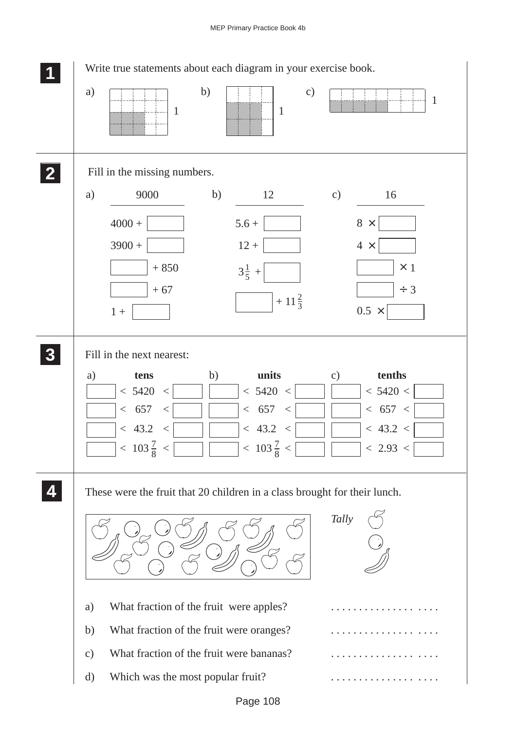## 1

Write true statements about each diagram in your exercise book.

a) 1  b) 1  c) 1

## 2

Fill in the missing numbers.

| a) 9000 | b) 12 | c) 16 |
|---|---|---|
| 4000 + ☐ | 5.6 + ☐ | 8 × ☐ |
| 3900 + ☐ | 12 + ☐ | 4 × ☐ |
| ☐ + 850 | $3\frac{1}{5}$ + ☐ | ☐ × 1 |
| ☐ + 67 | ☐ + $11\frac{2}{3}$ | ☐ ÷ 3 |
| 1 + ☐ | | 0.5 × ☐ |

## 3

Fill in the next nearest:

| a) **tens** | b) **units** | c) **tenths** |
|---|---|---|
| ☐ < 5420 < ☐ | ☐ < 5420 < ☐ | ☐ < 5420 < ☐ |
| ☐ < 657 < ☐ | ☐ < 657 < ☐ | ☐ < 657 < ☐ |
| ☐ < 43.2 < ☐ | ☐ < 43.2 < ☐ | ☐ < 43.2 < ☐ |
| ☐ < $103\frac{7}{8}$ < ☐ | ☐ < $103\frac{7}{8}$ < ☐ | ☐ < 2.93 < ☐ |

## 4

These were the fruit that 20 children in a class brought for their lunch.

*Tally*

a) What fraction of the fruit were apples? . . . . . . . . . . . . . . . . . . . .

b) What fraction of the fruit were oranges? . . . . . . . . . . . . . . . . . . . .

c) What fraction of the fruit were bananas? . . . . . . . . . . . . . . . . . . . .

d) Which was the most popular fruit? . . . . . . . . . . . . . . . . . . . .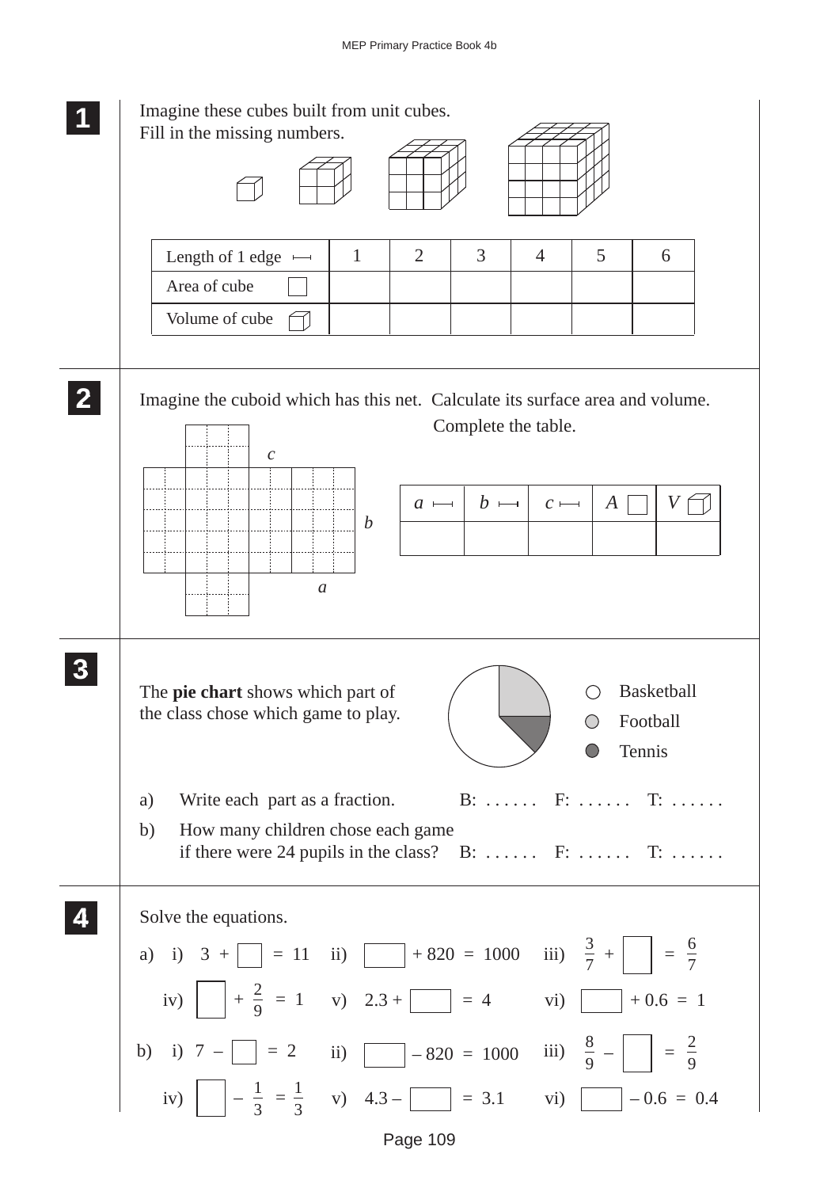**1**

Imagine these cubes built from unit cubes.
Fill in the missing numbers.

| Length of 1 edge ⟼ | 1 | 2 | 3 | 4 | 5 | 6 |
|---|---|---|---|---|---|---|
| Area of cube □ | | | | | | |
| Volume of cube | | | | | | |

**2**

Imagine the cuboid which has this net. Calculate its surface area and volume.
Complete the table.

| $a$ ⟼ | $b$ ⟼ | $c$ ⟼ | $A$ □ | $V$ |
|---|---|---|---|---|
| | | | | |

**3**

The **pie chart** shows which part of the class chose which game to play.

- Basketball
- Football
- Tennis

a) Write each part as a fraction. B: . . . . . . F: . . . . . . T: . . . . . .

b) How many children chose each game if there were 24 pupils in the class? B: . . . . . . F: . . . . . . T: . . . . . .

**4**

Solve the equations.

a) i) $3 + \square = 11$ ii) $\square + 820 = 1000$ iii) $\frac{3}{7} + \square = \frac{6}{7}$

iv) $\square + \frac{2}{9} = 1$ v) $2.3 + \square = 4$ vi) $\square + 0.6 = 1$

b) i) $7 - \square = 2$ ii) $\square - 820 = 1000$ iii) $\frac{8}{9} - \square = \frac{2}{9}$

iv) $\square - \frac{1}{3} = \frac{1}{3}$ v) $4.3 - \square = 3.1$ vi) $\square - 0.6 = 0.4$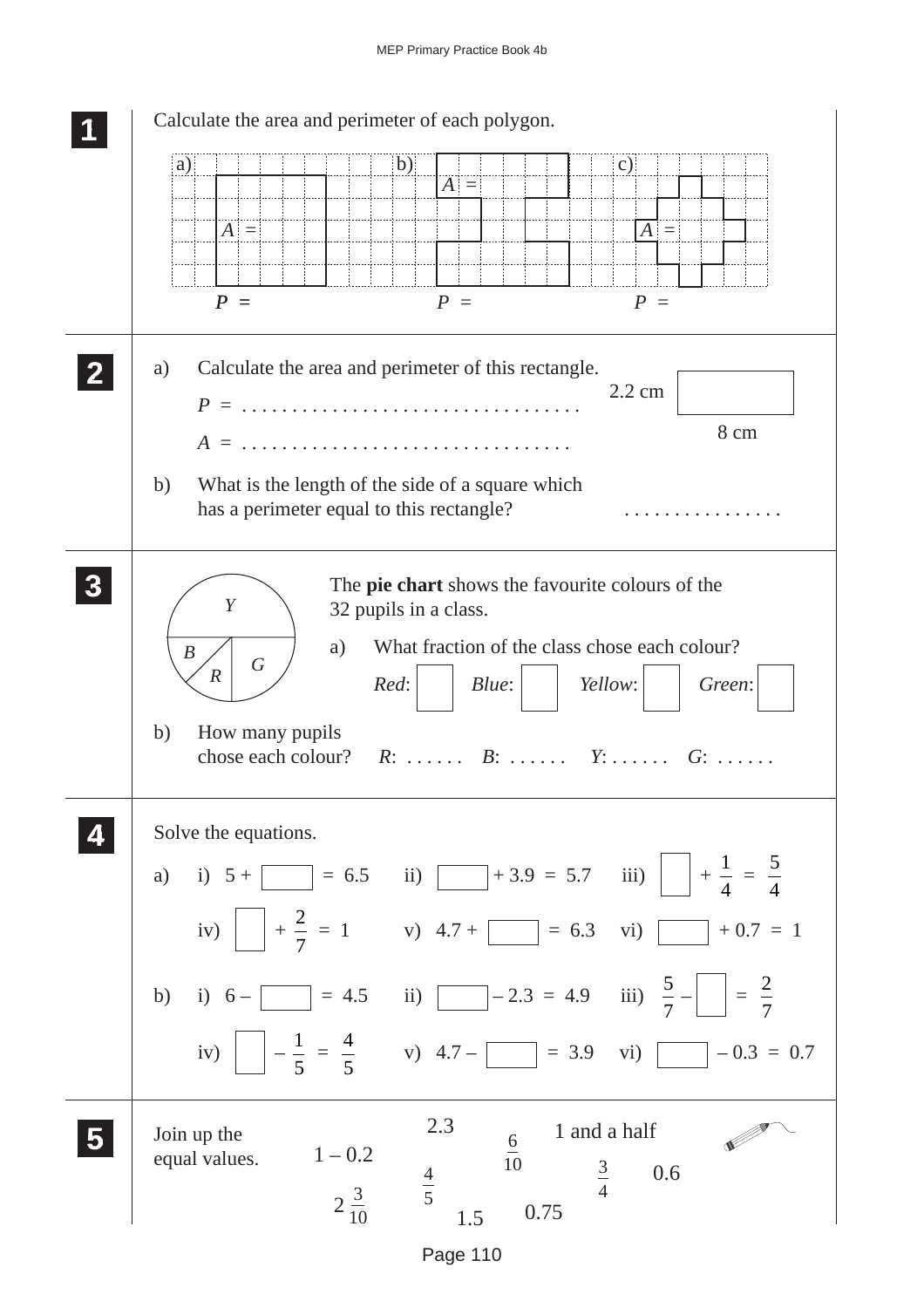**1** Calculate the area and perimeter of each polygon.

a) $A$ = 

$P$ =

b) $A$ = 

$P$ =

c) $A$ = 

$P$ =

**2**

a) Calculate the area and perimeter of this rectangle.

2.2 cm

8 cm

$P$ = . . . . . . . . . . . . . . . . . . . . . . . . . . . . . . . .

$A$ = . . . . . . . . . . . . . . . . . . . . . . . . . . . . . . . .

b) What is the length of the side of a square which has a perimeter equal to this rectangle? . . . . . . . . . . . . . . . .

**3**

Y

B

R

G

The **pie chart** shows the favourite colours of the 32 pupils in a class.

a) What fraction of the class chose each colour?

*Red*: ☐ *Blue*: ☐ *Yellow*: ☐ *Green*: ☐

b) How many pupils chose each colour? *R*: . . . . . . *B*: . . . . . . *Y*: . . . . . . *G*: . . . . . .

**4** Solve the equations.

a)
i) $5 + \square = 6.5$
ii) $\square + 3.9 = 5.7$
iii) $\square + \frac{1}{4} = \frac{5}{4}$

iv) $\square + \frac{2}{7} = 1$
v) $4.7 + \square = 6.3$
vi) $\square + 0.7 = 1$

b)
i) $6 - \square = 4.5$
ii) $\square - 2.3 = 4.9$
iii) $\frac{5}{7} - \square = \frac{2}{7}$

iv) $\square - \frac{1}{5} = \frac{4}{5}$
v) $4.7 - \square = 3.9$
vi) $\square - 0.3 = 0.7$

**5** Join up the equal values.

2.3

$\frac{6}{10}$

1 and a half

$1 - 0.2$

$\frac{4}{5}$

$\frac{3}{4}$

0.6

$2\frac{3}{10}$

1.5

0.75